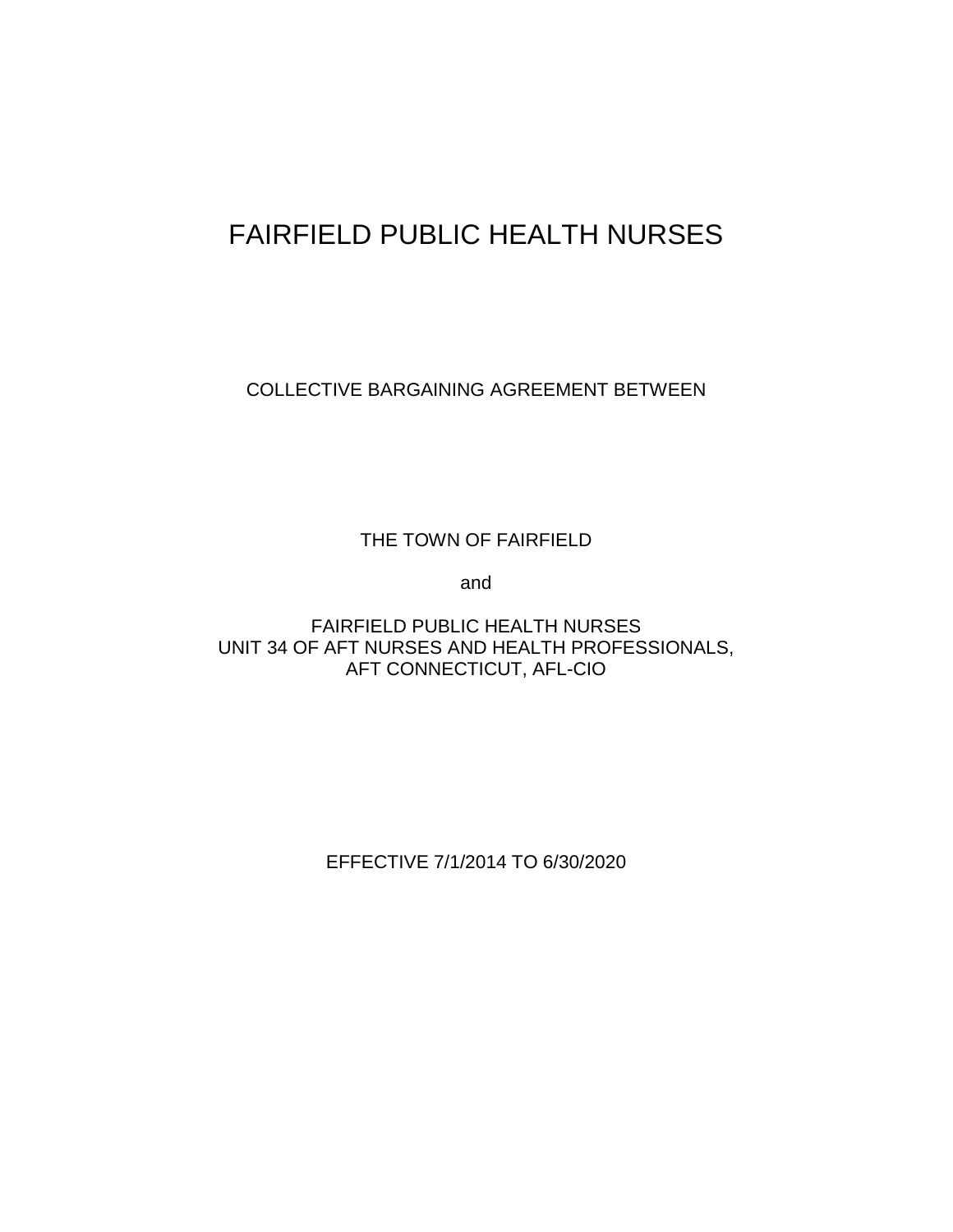# FAIRFIELD PUBLIC HEALTH NURSES

COLLECTIVE BARGAINING AGREEMENT BETWEEN

THE TOWN OF FAIRFIELD

and

FAIRFIELD PUBLIC HEALTH NURSES
UNIT 34 OF AFT NURSES AND HEALTH PROFESSIONALS,
AFT CONNECTICUT, AFL-CIO

EFFECTIVE 7/1/2014 TO 6/30/2020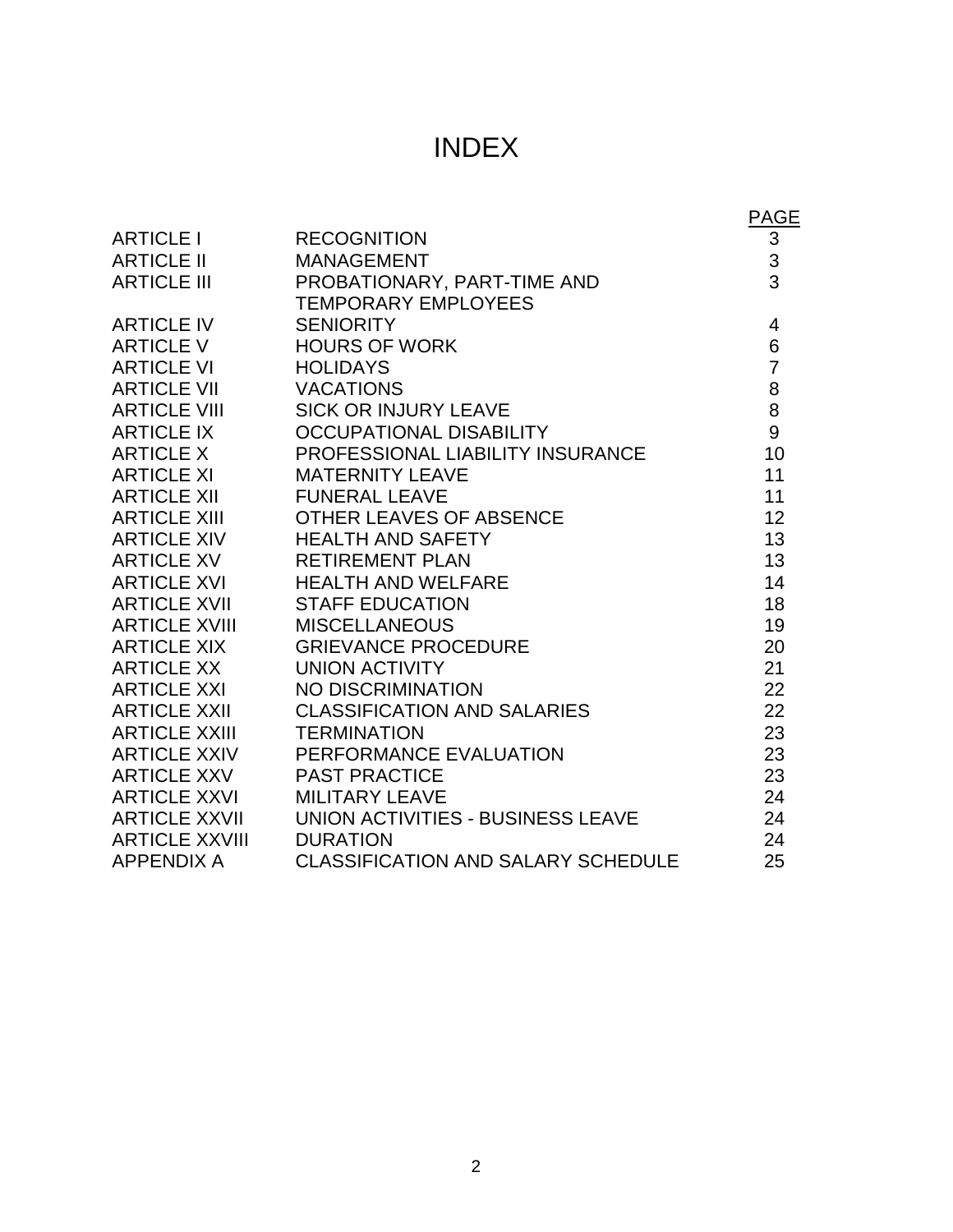# INDEX

| | | PAGE |
|---|---|---|
| ARTICLE I | RECOGNITION | 3 |
| ARTICLE II | MANAGEMENT | 3 |
| ARTICLE III | PROBATIONARY, PART-TIME AND TEMPORARY EMPLOYEES | 3 |
| ARTICLE IV | SENIORITY | 4 |
| ARTICLE V | HOURS OF WORK | 6 |
| ARTICLE VI | HOLIDAYS | 7 |
| ARTICLE VII | VACATIONS | 8 |
| ARTICLE VIII | SICK OR INJURY LEAVE | 8 |
| ARTICLE IX | OCCUPATIONAL DISABILITY | 9 |
| ARTICLE X | PROFESSIONAL LIABILITY INSURANCE | 10 |
| ARTICLE XI | MATERNITY LEAVE | 11 |
| ARTICLE XII | FUNERAL LEAVE | 11 |
| ARTICLE XIII | OTHER LEAVES OF ABSENCE | 12 |
| ARTICLE XIV | HEALTH AND SAFETY | 13 |
| ARTICLE XV | RETIREMENT PLAN | 13 |
| ARTICLE XVI | HEALTH AND WELFARE | 14 |
| ARTICLE XVII | STAFF EDUCATION | 18 |
| ARTICLE XVIII | MISCELLANEOUS | 19 |
| ARTICLE XIX | GRIEVANCE PROCEDURE | 20 |
| ARTICLE XX | UNION ACTIVITY | 21 |
| ARTICLE XXI | NO DISCRIMINATION | 22 |
| ARTICLE XXII | CLASSIFICATION AND SALARIES | 22 |
| ARTICLE XXIII | TERMINATION | 23 |
| ARTICLE XXIV | PERFORMANCE EVALUATION | 23 |
| ARTICLE XXV | PAST PRACTICE | 23 |
| ARTICLE XXVI | MILITARY LEAVE | 24 |
| ARTICLE XXVII | UNION ACTIVITIES - BUSINESS LEAVE | 24 |
| ARTICLE XXVIII | DURATION | 24 |
| APPENDIX A | CLASSIFICATION AND SALARY SCHEDULE | 25 |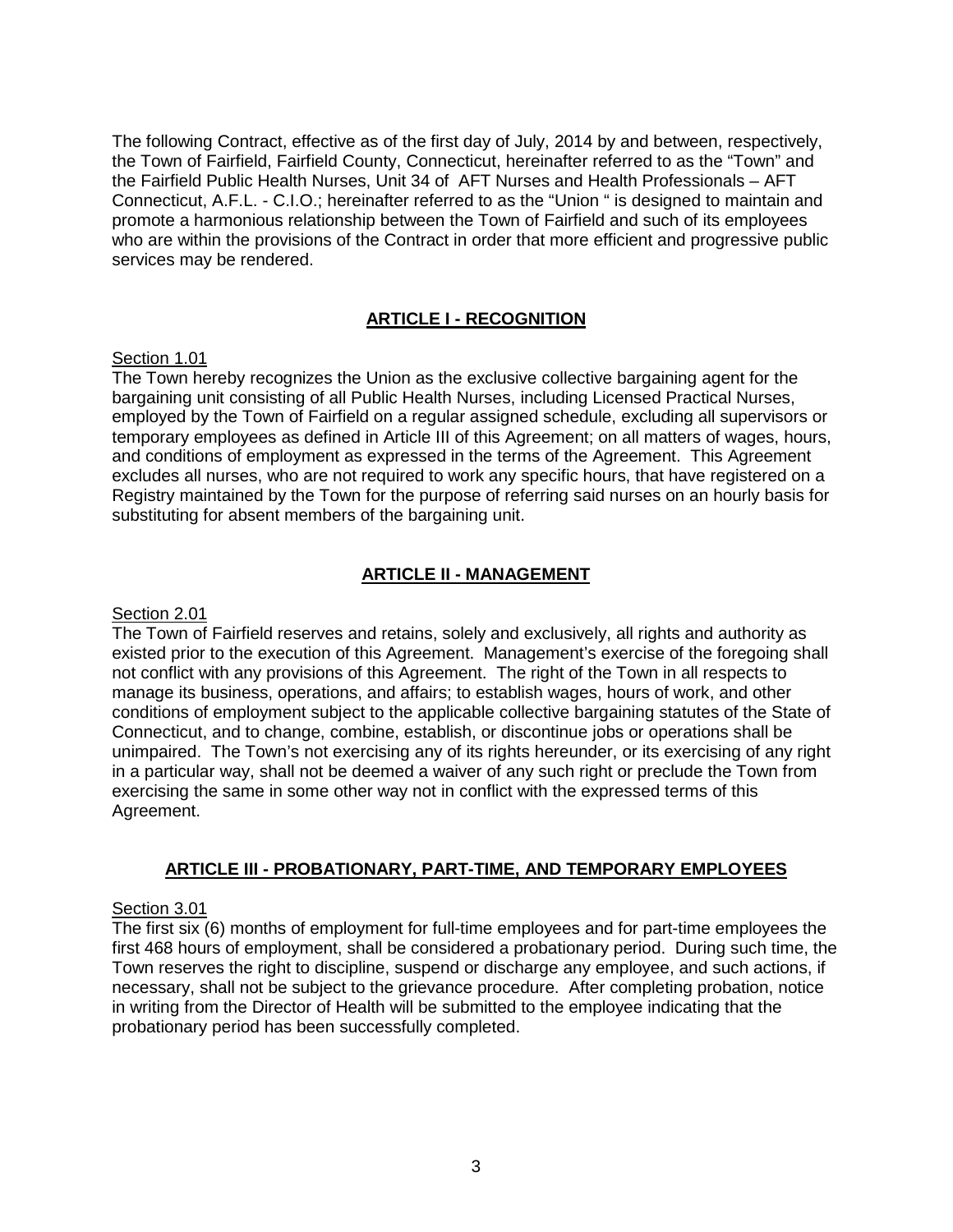The following Contract, effective as of the first day of July, 2014 by and between, respectively, the Town of Fairfield, Fairfield County, Connecticut, hereinafter referred to as the "Town" and the Fairfield Public Health Nurses, Unit 34 of AFT Nurses and Health Professionals – AFT Connecticut, A.F.L. - C.I.O.; hereinafter referred to as the "Union " is designed to maintain and promote a harmonious relationship between the Town of Fairfield and such of its employees who are within the provisions of the Contract in order that more efficient and progressive public services may be rendered.

## ARTICLE I - RECOGNITION

Section 1.01

The Town hereby recognizes the Union as the exclusive collective bargaining agent for the bargaining unit consisting of all Public Health Nurses, including Licensed Practical Nurses, employed by the Town of Fairfield on a regular assigned schedule, excluding all supervisors or temporary employees as defined in Article III of this Agreement; on all matters of wages, hours, and conditions of employment as expressed in the terms of the Agreement. This Agreement excludes all nurses, who are not required to work any specific hours, that have registered on a Registry maintained by the Town for the purpose of referring said nurses on an hourly basis for substituting for absent members of the bargaining unit.

## ARTICLE II - MANAGEMENT

Section 2.01

The Town of Fairfield reserves and retains, solely and exclusively, all rights and authority as existed prior to the execution of this Agreement. Management's exercise of the foregoing shall not conflict with any provisions of this Agreement. The right of the Town in all respects to manage its business, operations, and affairs; to establish wages, hours of work, and other conditions of employment subject to the applicable collective bargaining statutes of the State of Connecticut, and to change, combine, establish, or discontinue jobs or operations shall be unimpaired. The Town's not exercising any of its rights hereunder, or its exercising of any right in a particular way, shall not be deemed a waiver of any such right or preclude the Town from exercising the same in some other way not in conflict with the expressed terms of this Agreement.

## ARTICLE III - PROBATIONARY, PART-TIME, AND TEMPORARY EMPLOYEES

Section 3.01

The first six (6) months of employment for full-time employees and for part-time employees the first 468 hours of employment, shall be considered a probationary period. During such time, the Town reserves the right to discipline, suspend or discharge any employee, and such actions, if necessary, shall not be subject to the grievance procedure. After completing probation, notice in writing from the Director of Health will be submitted to the employee indicating that the probationary period has been successfully completed.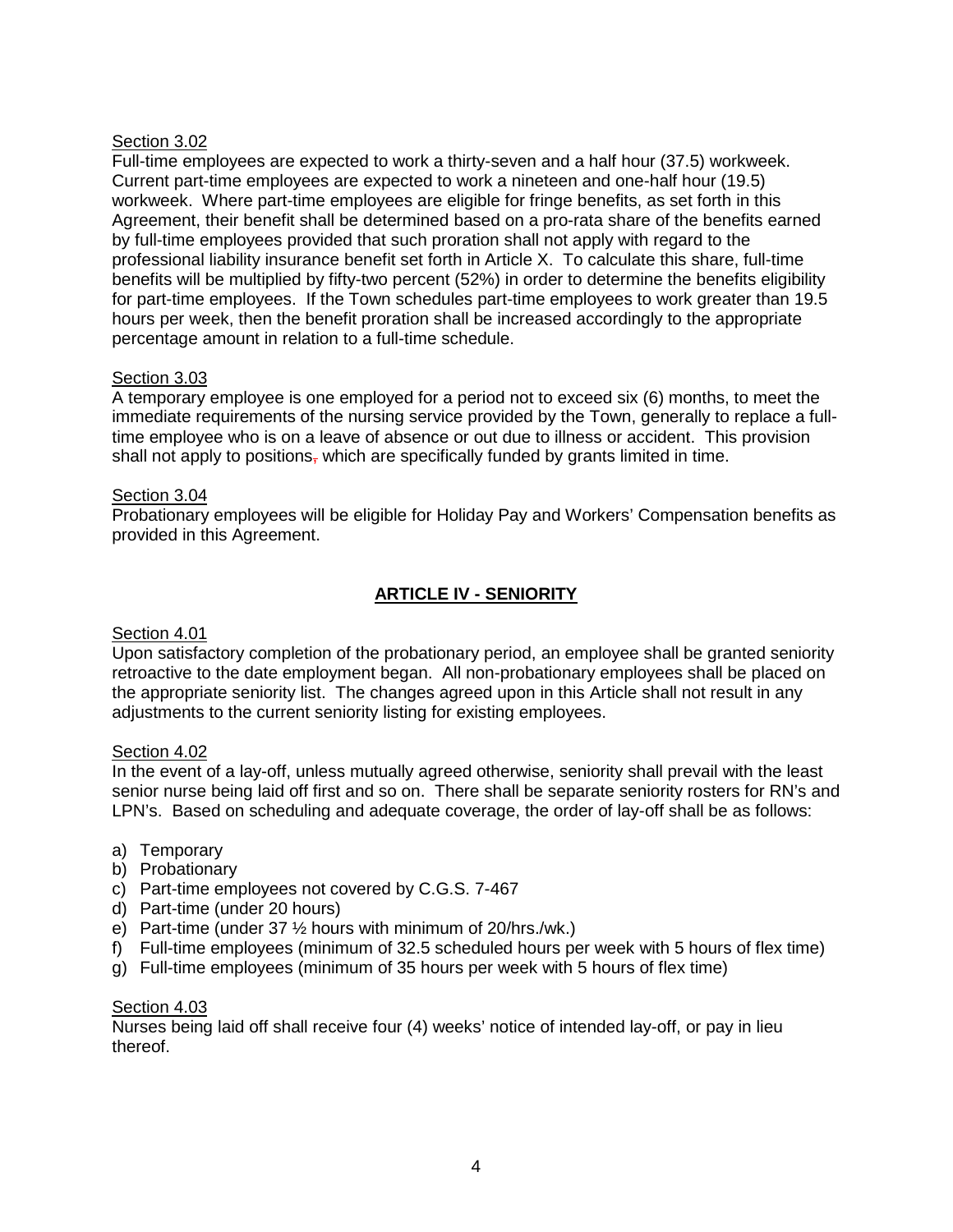Section 3.02

Full-time employees are expected to work a thirty-seven and a half hour (37.5) workweek. Current part-time employees are expected to work a nineteen and one-half hour (19.5) workweek. Where part-time employees are eligible for fringe benefits, as set forth in this Agreement, their benefit shall be determined based on a pro-rata share of the benefits earned by full-time employees provided that such proration shall not apply with regard to the professional liability insurance benefit set forth in Article X. To calculate this share, full-time benefits will be multiplied by fifty-two percent (52%) in order to determine the benefits eligibility for part-time employees. If the Town schedules part-time employees to work greater than 19.5 hours per week, then the benefit proration shall be increased accordingly to the appropriate percentage amount in relation to a full-time schedule.

Section 3.03

A temporary employee is one employed for a period not to exceed six (6) months, to meet the immediate requirements of the nursing service provided by the Town, generally to replace a full-time employee who is on a leave of absence or out due to illness or accident. This provision shall not apply to positions, which are specifically funded by grants limited in time.

Section 3.04

Probationary employees will be eligible for Holiday Pay and Workers' Compensation benefits as provided in this Agreement.

## ARTICLE IV - SENIORITY

Section 4.01

Upon satisfactory completion of the probationary period, an employee shall be granted seniority retroactive to the date employment began. All non-probationary employees shall be placed on the appropriate seniority list. The changes agreed upon in this Article shall not result in any adjustments to the current seniority listing for existing employees.

Section 4.02

In the event of a lay-off, unless mutually agreed otherwise, seniority shall prevail with the least senior nurse being laid off first and so on. There shall be separate seniority rosters for RN's and LPN's. Based on scheduling and adequate coverage, the order of lay-off shall be as follows:

a) Temporary
b) Probationary
c) Part-time employees not covered by C.G.S. 7-467
d) Part-time (under 20 hours)
e) Part-time (under 37 ½ hours with minimum of 20/hrs./wk.)
f) Full-time employees (minimum of 32.5 scheduled hours per week with 5 hours of flex time)
g) Full-time employees (minimum of 35 hours per week with 5 hours of flex time)

Section 4.03

Nurses being laid off shall receive four (4) weeks' notice of intended lay-off, or pay in lieu thereof.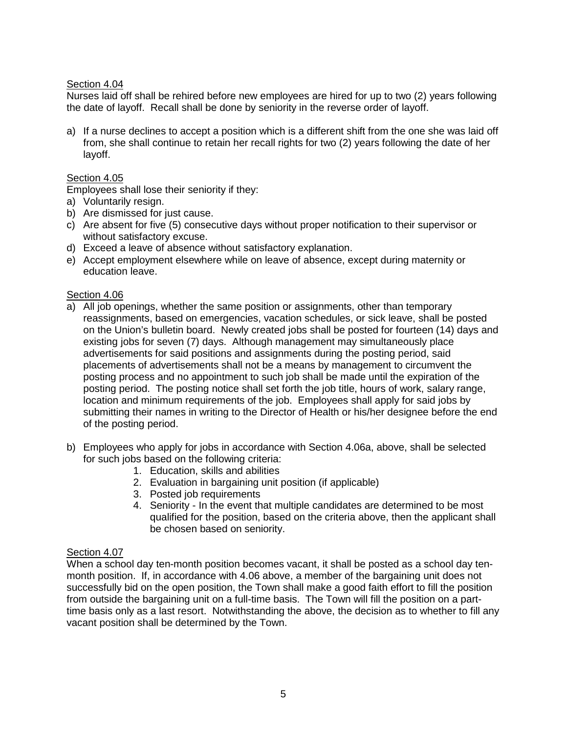Section 4.04

Nurses laid off shall be rehired before new employees are hired for up to two (2) years following the date of layoff. Recall shall be done by seniority in the reverse order of layoff.

a) If a nurse declines to accept a position which is a different shift from the one she was laid off from, she shall continue to retain her recall rights for two (2) years following the date of her layoff.

Section 4.05

Employees shall lose their seniority if they:

a) Voluntarily resign.
b) Are dismissed for just cause.
c) Are absent for five (5) consecutive days without proper notification to their supervisor or without satisfactory excuse.
d) Exceed a leave of absence without satisfactory explanation.
e) Accept employment elsewhere while on leave of absence, except during maternity or education leave.

Section 4.06

a) All job openings, whether the same position or assignments, other than temporary reassignments, based on emergencies, vacation schedules, or sick leave, shall be posted on the Union's bulletin board. Newly created jobs shall be posted for fourteen (14) days and existing jobs for seven (7) days. Although management may simultaneously place advertisements for said positions and assignments during the posting period, said placements of advertisements shall not be a means by management to circumvent the posting process and no appointment to such job shall be made until the expiration of the posting period. The posting notice shall set forth the job title, hours of work, salary range, location and minimum requirements of the job. Employees shall apply for said jobs by submitting their names in writing to the Director of Health or his/her designee before the end of the posting period.

b) Employees who apply for jobs in accordance with Section 4.06a, above, shall be selected for such jobs based on the following criteria:
    1. Education, skills and abilities
    2. Evaluation in bargaining unit position (if applicable)
    3. Posted job requirements
    4. Seniority - In the event that multiple candidates are determined to be most qualified for the position, based on the criteria above, then the applicant shall be chosen based on seniority.

Section 4.07

When a school day ten-month position becomes vacant, it shall be posted as a school day ten-month position. If, in accordance with 4.06 above, a member of the bargaining unit does not successfully bid on the open position, the Town shall make a good faith effort to fill the position from outside the bargaining unit on a full-time basis. The Town will fill the position on a part-time basis only as a last resort. Notwithstanding the above, the decision as to whether to fill any vacant position shall be determined by the Town.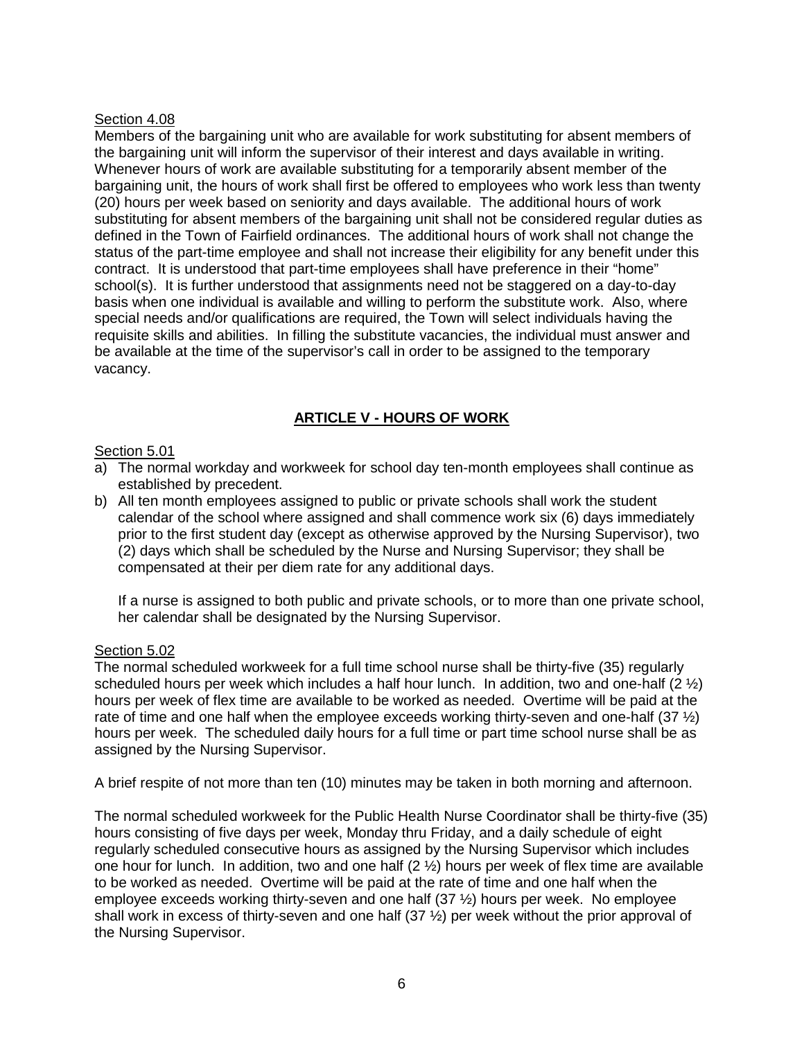Section 4.08

Members of the bargaining unit who are available for work substituting for absent members of the bargaining unit will inform the supervisor of their interest and days available in writing. Whenever hours of work are available substituting for a temporarily absent member of the bargaining unit, the hours of work shall first be offered to employees who work less than twenty (20) hours per week based on seniority and days available. The additional hours of work substituting for absent members of the bargaining unit shall not be considered regular duties as defined in the Town of Fairfield ordinances. The additional hours of work shall not change the status of the part-time employee and shall not increase their eligibility for any benefit under this contract. It is understood that part-time employees shall have preference in their "home" school(s). It is further understood that assignments need not be staggered on a day-to-day basis when one individual is available and willing to perform the substitute work. Also, where special needs and/or qualifications are required, the Town will select individuals having the requisite skills and abilities. In filling the substitute vacancies, the individual must answer and be available at the time of the supervisor's call in order to be assigned to the temporary vacancy.

## ARTICLE V - HOURS OF WORK

Section 5.01

a) The normal workday and workweek for school day ten-month employees shall continue as established by precedent.
b) All ten month employees assigned to public or private schools shall work the student calendar of the school where assigned and shall commence work six (6) days immediately prior to the first student day (except as otherwise approved by the Nursing Supervisor), two (2) days which shall be scheduled by the Nurse and Nursing Supervisor; they shall be compensated at their per diem rate for any additional days.

   If a nurse is assigned to both public and private schools, or to more than one private school, her calendar shall be designated by the Nursing Supervisor.

Section 5.02

The normal scheduled workweek for a full time school nurse shall be thirty-five (35) regularly scheduled hours per week which includes a half hour lunch. In addition, two and one-half (2 ½) hours per week of flex time are available to be worked as needed. Overtime will be paid at the rate of time and one half when the employee exceeds working thirty-seven and one-half (37 ½) hours per week. The scheduled daily hours for a full time or part time school nurse shall be as assigned by the Nursing Supervisor.

A brief respite of not more than ten (10) minutes may be taken in both morning and afternoon.

The normal scheduled workweek for the Public Health Nurse Coordinator shall be thirty-five (35) hours consisting of five days per week, Monday thru Friday, and a daily schedule of eight regularly scheduled consecutive hours as assigned by the Nursing Supervisor which includes one hour for lunch. In addition, two and one half (2 ½) hours per week of flex time are available to be worked as needed. Overtime will be paid at the rate of time and one half when the employee exceeds working thirty-seven and one half (37 ½) hours per week. No employee shall work in excess of thirty-seven and one half (37 ½) per week without the prior approval of the Nursing Supervisor.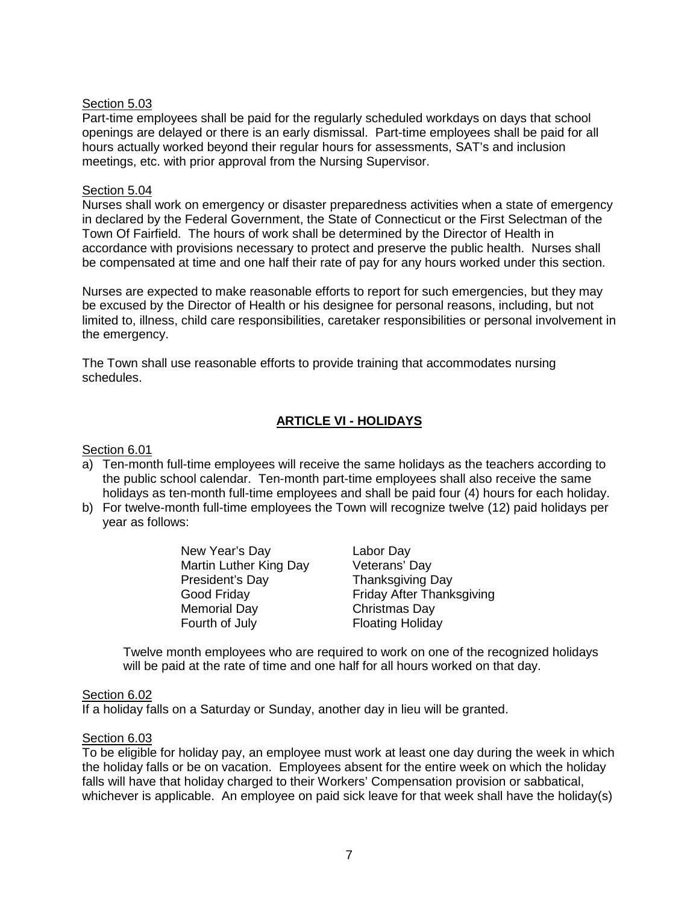Section 5.03

Part-time employees shall be paid for the regularly scheduled workdays on days that school openings are delayed or there is an early dismissal. Part-time employees shall be paid for all hours actually worked beyond their regular hours for assessments, SAT's and inclusion meetings, etc. with prior approval from the Nursing Supervisor.

Section 5.04

Nurses shall work on emergency or disaster preparedness activities when a state of emergency in declared by the Federal Government, the State of Connecticut or the First Selectman of the Town Of Fairfield. The hours of work shall be determined by the Director of Health in accordance with provisions necessary to protect and preserve the public health. Nurses shall be compensated at time and one half their rate of pay for any hours worked under this section.

Nurses are expected to make reasonable efforts to report for such emergencies, but they may be excused by the Director of Health or his designee for personal reasons, including, but not limited to, illness, child care responsibilities, caretaker responsibilities or personal involvement in the emergency.

The Town shall use reasonable efforts to provide training that accommodates nursing schedules.

## ARTICLE VI - HOLIDAYS

Section 6.01

a) Ten-month full-time employees will receive the same holidays as the teachers according to the public school calendar. Ten-month part-time employees shall also receive the same holidays as ten-month full-time employees and shall be paid four (4) hours for each holiday.
b) For twelve-month full-time employees the Town will recognize twelve (12) paid holidays per year as follows:

| | |
|---|---|
| New Year's Day | Labor Day |
| Martin Luther King Day | Veterans' Day |
| President's Day | Thanksgiving Day |
| Good Friday | Friday After Thanksgiving |
| Memorial Day | Christmas Day |
| Fourth of July | Floating Holiday |

Twelve month employees who are required to work on one of the recognized holidays will be paid at the rate of time and one half for all hours worked on that day.

Section 6.02

If a holiday falls on a Saturday or Sunday, another day in lieu will be granted.

Section 6.03

To be eligible for holiday pay, an employee must work at least one day during the week in which the holiday falls or be on vacation. Employees absent for the entire week on which the holiday falls will have that holiday charged to their Workers' Compensation provision or sabbatical, whichever is applicable. An employee on paid sick leave for that week shall have the holiday(s)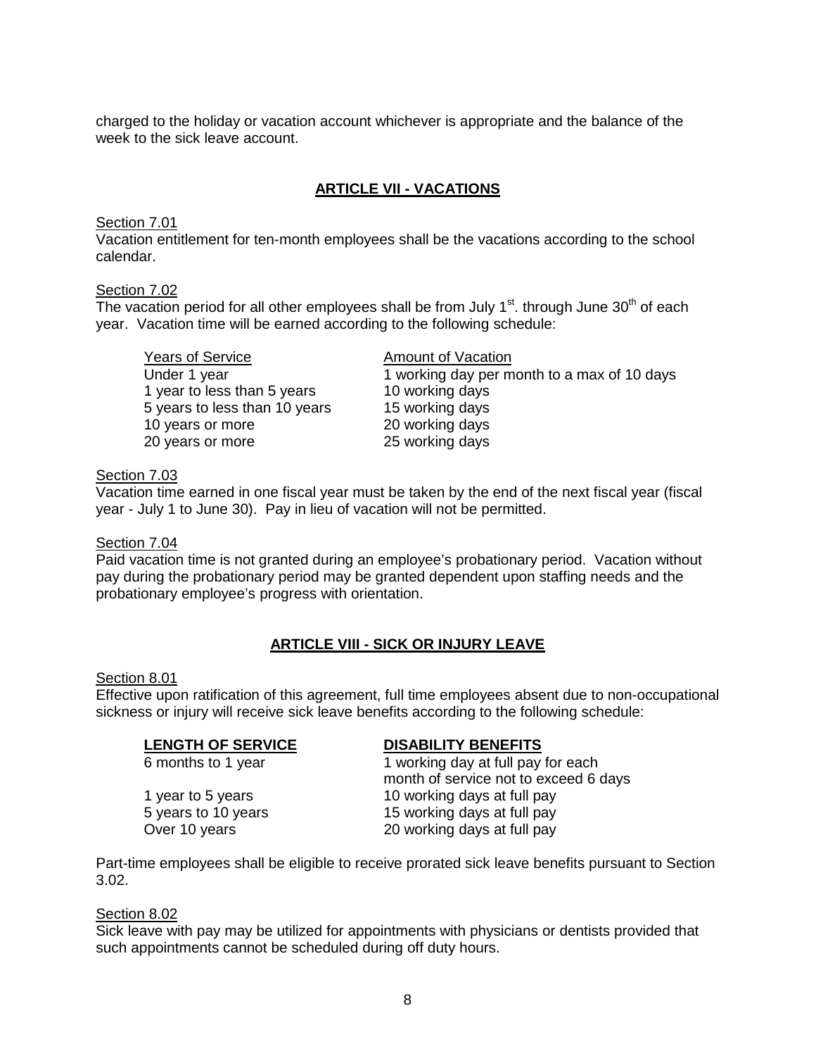charged to the holiday or vacation account whichever is appropriate and the balance of the week to the sick leave account.

## ARTICLE VII - VACATIONS

Section 7.01

Vacation entitlement for ten-month employees shall be the vacations according to the school calendar.

Section 7.02

The vacation period for all other employees shall be from July 1st. through June 30th of each year. Vacation time will be earned according to the following schedule:

| Years of Service | Amount of Vacation |
|---|---|
| Under 1 year | 1 working day per month to a max of 10 days |
| 1 year to less than 5 years | 10 working days |
| 5 years to less than 10 years | 15 working days |
| 10 years or more | 20 working days |
| 20 years or more | 25 working days |

Section 7.03

Vacation time earned in one fiscal year must be taken by the end of the next fiscal year (fiscal year - July 1 to June 30). Pay in lieu of vacation will not be permitted.

Section 7.04

Paid vacation time is not granted during an employee's probationary period. Vacation without pay during the probationary period may be granted dependent upon staffing needs and the probationary employee's progress with orientation.

## ARTICLE VIII - SICK OR INJURY LEAVE

Section 8.01

Effective upon ratification of this agreement, full time employees absent due to non-occupational sickness or injury will receive sick leave benefits according to the following schedule:

| LENGTH OF SERVICE | DISABILITY BENEFITS |
|---|---|
| 6 months to 1 year | 1 working day at full pay for each month of service not to exceed 6 days |
| 1 year to 5 years | 10 working days at full pay |
| 5 years to 10 years | 15 working days at full pay |
| Over 10 years | 20 working days at full pay |

Part-time employees shall be eligible to receive prorated sick leave benefits pursuant to Section 3.02.

Section 8.02

Sick leave with pay may be utilized for appointments with physicians or dentists provided that such appointments cannot be scheduled during off duty hours.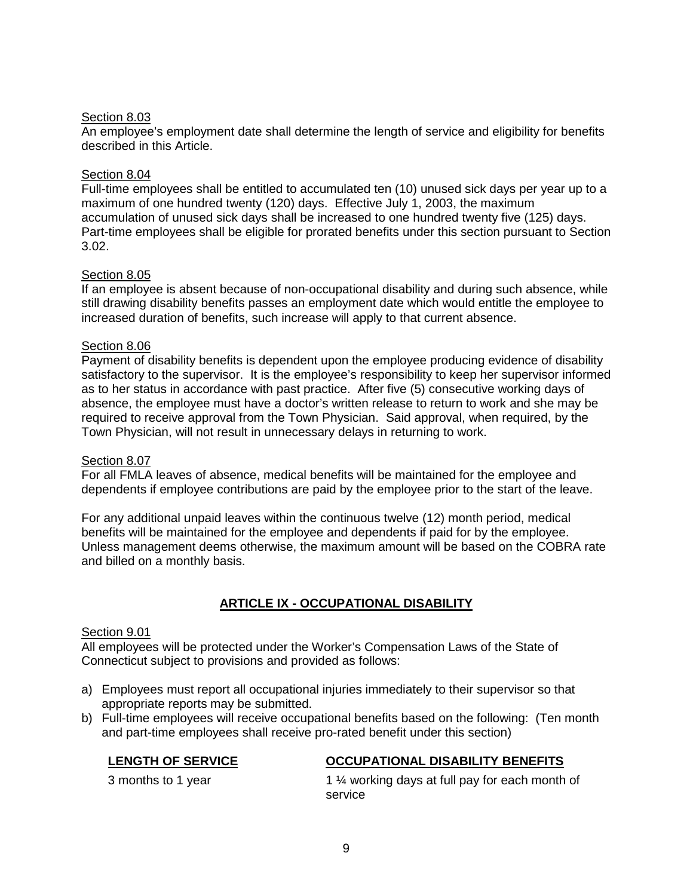Section 8.03
An employee's employment date shall determine the length of service and eligibility for benefits described in this Article.

Section 8.04
Full-time employees shall be entitled to accumulated ten (10) unused sick days per year up to a maximum of one hundred twenty (120) days. Effective July 1, 2003, the maximum accumulation of unused sick days shall be increased to one hundred twenty five (125) days. Part-time employees shall be eligible for prorated benefits under this section pursuant to Section 3.02.

Section 8.05
If an employee is absent because of non-occupational disability and during such absence, while still drawing disability benefits passes an employment date which would entitle the employee to increased duration of benefits, such increase will apply to that current absence.

Section 8.06
Payment of disability benefits is dependent upon the employee producing evidence of disability satisfactory to the supervisor. It is the employee's responsibility to keep her supervisor informed as to her status in accordance with past practice. After five (5) consecutive working days of absence, the employee must have a doctor's written release to return to work and she may be required to receive approval from the Town Physician. Said approval, when required, by the Town Physician, will not result in unnecessary delays in returning to work.

Section 8.07
For all FMLA leaves of absence, medical benefits will be maintained for the employee and dependents if employee contributions are paid by the employee prior to the start of the leave.

For any additional unpaid leaves within the continuous twelve (12) month period, medical benefits will be maintained for the employee and dependents if paid for by the employee. Unless management deems otherwise, the maximum amount will be based on the COBRA rate and billed on a monthly basis.

## ARTICLE IX - OCCUPATIONAL DISABILITY

Section 9.01
All employees will be protected under the Worker's Compensation Laws of the State of Connecticut subject to provisions and provided as follows:

a) Employees must report all occupational injuries immediately to their supervisor so that appropriate reports may be submitted.
b) Full-time employees will receive occupational benefits based on the following: (Ten month and part-time employees shall receive pro-rated benefit under this section)

| **LENGTH OF SERVICE** | **OCCUPATIONAL DISABILITY BENEFITS** |
|---|---|
| 3 months to 1 year | 1 ¼ working days at full pay for each month of service |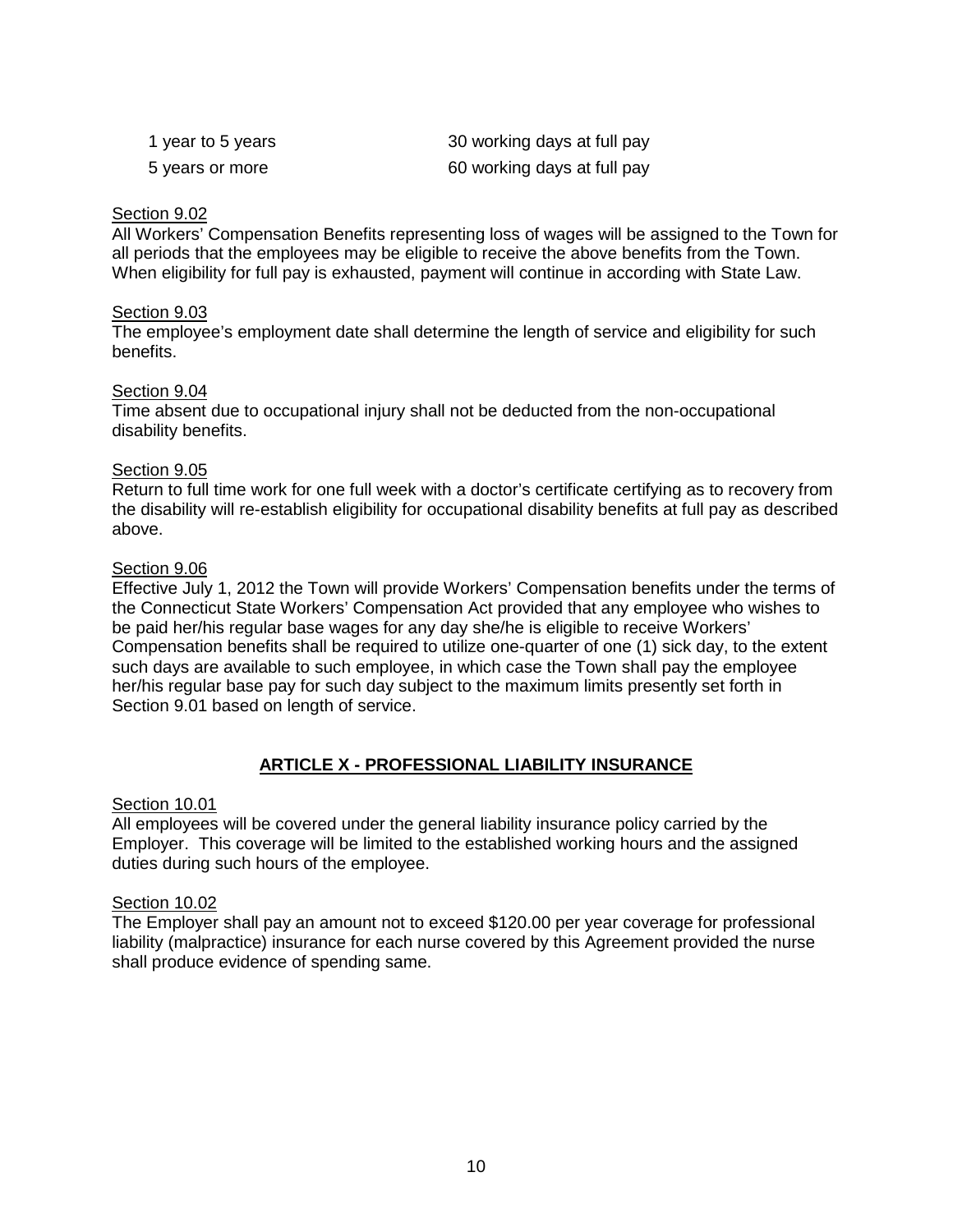| | |
|---|---|
| 1 year to 5 years | 30 working days at full pay |
| 5 years or more | 60 working days at full pay |

Section 9.02
All Workers' Compensation Benefits representing loss of wages will be assigned to the Town for all periods that the employees may be eligible to receive the above benefits from the Town. When eligibility for full pay is exhausted, payment will continue in according with State Law.

Section 9.03
The employee's employment date shall determine the length of service and eligibility for such benefits.

Section 9.04
Time absent due to occupational injury shall not be deducted from the non-occupational disability benefits.

Section 9.05
Return to full time work for one full week with a doctor's certificate certifying as to recovery from the disability will re-establish eligibility for occupational disability benefits at full pay as described above.

Section 9.06
Effective July 1, 2012 the Town will provide Workers' Compensation benefits under the terms of the Connecticut State Workers' Compensation Act provided that any employee who wishes to be paid her/his regular base wages for any day she/he is eligible to receive Workers' Compensation benefits shall be required to utilize one-quarter of one (1) sick day, to the extent such days are available to such employee, in which case the Town shall pay the employee her/his regular base pay for such day subject to the maximum limits presently set forth in Section 9.01 based on length of service.

## ARTICLE X - PROFESSIONAL LIABILITY INSURANCE

Section 10.01
All employees will be covered under the general liability insurance policy carried by the Employer. This coverage will be limited to the established working hours and the assigned duties during such hours of the employee.

Section 10.02
The Employer shall pay an amount not to exceed $120.00 per year coverage for professional liability (malpractice) insurance for each nurse covered by this Agreement provided the nurse shall produce evidence of spending same.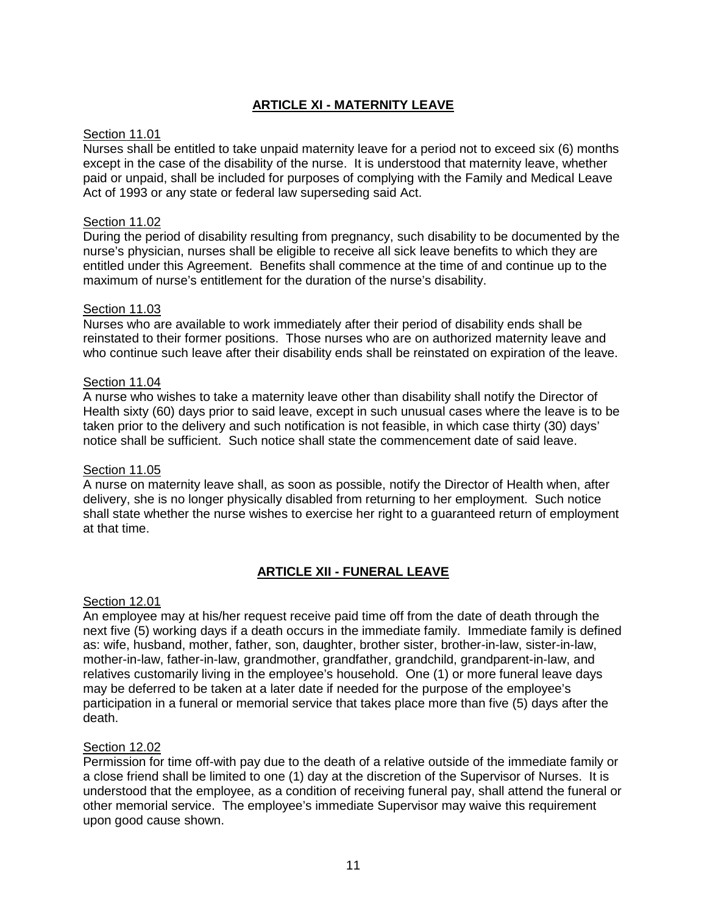## ARTICLE XI - MATERNITY LEAVE

Section 11.01
Nurses shall be entitled to take unpaid maternity leave for a period not to exceed six (6) months except in the case of the disability of the nurse. It is understood that maternity leave, whether paid or unpaid, shall be included for purposes of complying with the Family and Medical Leave Act of 1993 or any state or federal law superseding said Act.

Section 11.02
During the period of disability resulting from pregnancy, such disability to be documented by the nurse's physician, nurses shall be eligible to receive all sick leave benefits to which they are entitled under this Agreement. Benefits shall commence at the time of and continue up to the maximum of nurse's entitlement for the duration of the nurse's disability.

Section 11.03
Nurses who are available to work immediately after their period of disability ends shall be reinstated to their former positions. Those nurses who are on authorized maternity leave and who continue such leave after their disability ends shall be reinstated on expiration of the leave.

Section 11.04
A nurse who wishes to take a maternity leave other than disability shall notify the Director of Health sixty (60) days prior to said leave, except in such unusual cases where the leave is to be taken prior to the delivery and such notification is not feasible, in which case thirty (30) days' notice shall be sufficient. Such notice shall state the commencement date of said leave.

Section 11.05
A nurse on maternity leave shall, as soon as possible, notify the Director of Health when, after delivery, she is no longer physically disabled from returning to her employment. Such notice shall state whether the nurse wishes to exercise her right to a guaranteed return of employment at that time.

## ARTICLE XII - FUNERAL LEAVE

Section 12.01
An employee may at his/her request receive paid time off from the date of death through the next five (5) working days if a death occurs in the immediate family. Immediate family is defined as: wife, husband, mother, father, son, daughter, brother sister, brother-in-law, sister-in-law, mother-in-law, father-in-law, grandmother, grandfather, grandchild, grandparent-in-law, and relatives customarily living in the employee's household. One (1) or more funeral leave days may be deferred to be taken at a later date if needed for the purpose of the employee's participation in a funeral or memorial service that takes place more than five (5) days after the death.

Section 12.02
Permission for time off-with pay due to the death of a relative outside of the immediate family or a close friend shall be limited to one (1) day at the discretion of the Supervisor of Nurses. It is understood that the employee, as a condition of receiving funeral pay, shall attend the funeral or other memorial service. The employee's immediate Supervisor may waive this requirement upon good cause shown.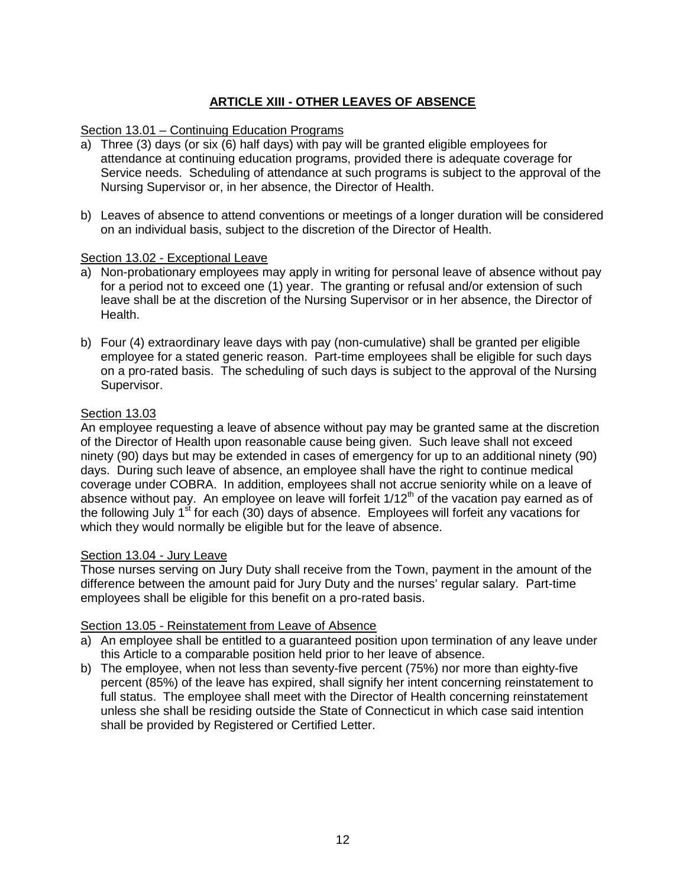## ARTICLE XIII - OTHER LEAVES OF ABSENCE

Section 13.01 – Continuing Education Programs

a) Three (3) days (or six (6) half days) with pay will be granted eligible employees for attendance at continuing education programs, provided there is adequate coverage for Service needs. Scheduling of attendance at such programs is subject to the approval of the Nursing Supervisor or, in her absence, the Director of Health.

b) Leaves of absence to attend conventions or meetings of a longer duration will be considered on an individual basis, subject to the discretion of the Director of Health.

Section 13.02 - Exceptional Leave

a) Non-probationary employees may apply in writing for personal leave of absence without pay for a period not to exceed one (1) year. The granting or refusal and/or extension of such leave shall be at the discretion of the Nursing Supervisor or in her absence, the Director of Health.

b) Four (4) extraordinary leave days with pay (non-cumulative) shall be granted per eligible employee for a stated generic reason. Part-time employees shall be eligible for such days on a pro-rated basis. The scheduling of such days is subject to the approval of the Nursing Supervisor.

Section 13.03

An employee requesting a leave of absence without pay may be granted same at the discretion of the Director of Health upon reasonable cause being given. Such leave shall not exceed ninety (90) days but may be extended in cases of emergency for up to an additional ninety (90) days. During such leave of absence, an employee shall have the right to continue medical coverage under COBRA. In addition, employees shall not accrue seniority while on a leave of absence without pay. An employee on leave will forfeit 1/12th of the vacation pay earned as of the following July 1st for each (30) days of absence. Employees will forfeit any vacations for which they would normally be eligible but for the leave of absence.

Section 13.04 - Jury Leave

Those nurses serving on Jury Duty shall receive from the Town, payment in the amount of the difference between the amount paid for Jury Duty and the nurses' regular salary. Part-time employees shall be eligible for this benefit on a pro-rated basis.

Section 13.05 - Reinstatement from Leave of Absence

a) An employee shall be entitled to a guaranteed position upon termination of any leave under this Article to a comparable position held prior to her leave of absence.
b) The employee, when not less than seventy-five percent (75%) nor more than eighty-five percent (85%) of the leave has expired, shall signify her intent concerning reinstatement to full status. The employee shall meet with the Director of Health concerning reinstatement unless she shall be residing outside the State of Connecticut in which case said intention shall be provided by Registered or Certified Letter.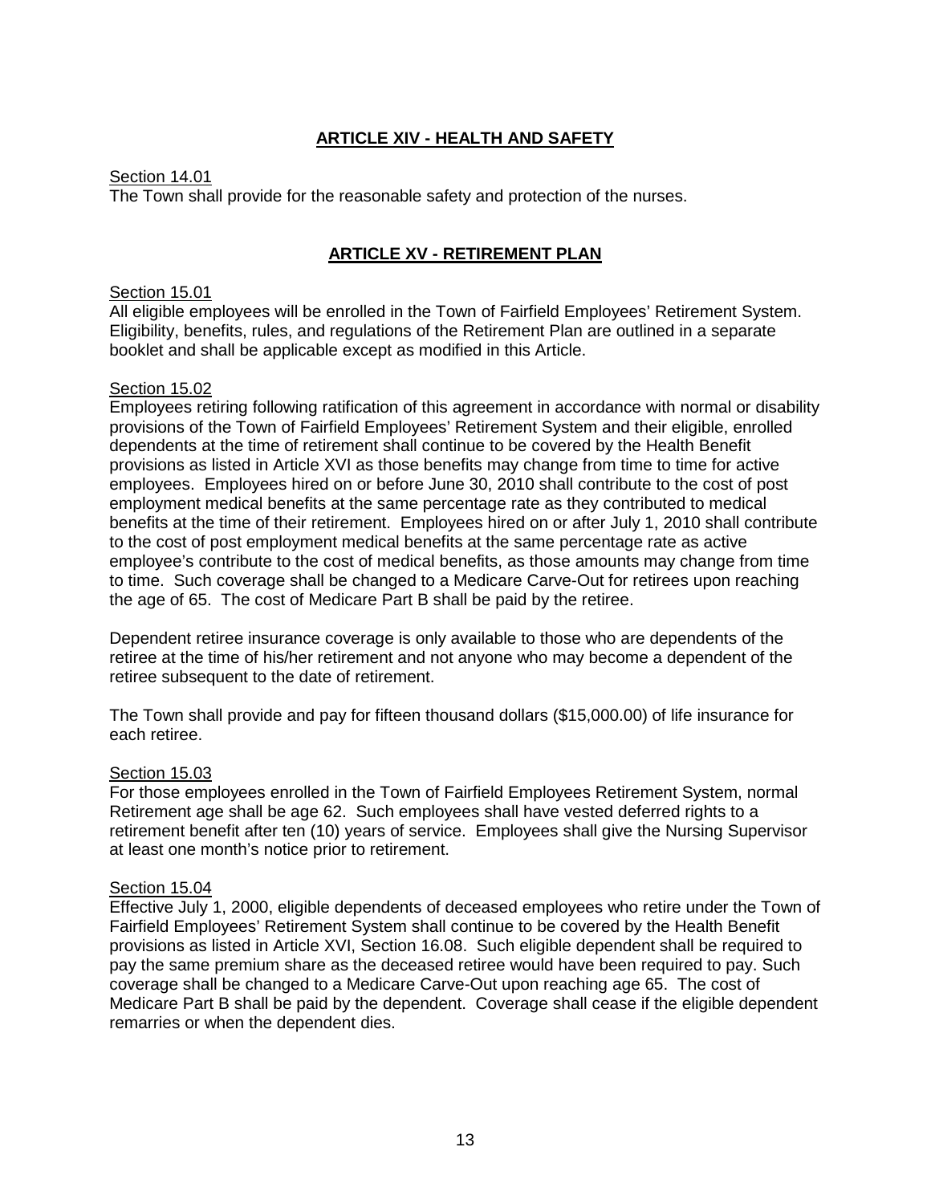## ARTICLE XIV - HEALTH AND SAFETY

Section 14.01

The Town shall provide for the reasonable safety and protection of the nurses.

## ARTICLE XV - RETIREMENT PLAN

Section 15.01

All eligible employees will be enrolled in the Town of Fairfield Employees' Retirement System. Eligibility, benefits, rules, and regulations of the Retirement Plan are outlined in a separate booklet and shall be applicable except as modified in this Article.

Section 15.02

Employees retiring following ratification of this agreement in accordance with normal or disability provisions of the Town of Fairfield Employees' Retirement System and their eligible, enrolled dependents at the time of retirement shall continue to be covered by the Health Benefit provisions as listed in Article XVI as those benefits may change from time to time for active employees. Employees hired on or before June 30, 2010 shall contribute to the cost of post employment medical benefits at the same percentage rate as they contributed to medical benefits at the time of their retirement. Employees hired on or after July 1, 2010 shall contribute to the cost of post employment medical benefits at the same percentage rate as active employee's contribute to the cost of medical benefits, as those amounts may change from time to time. Such coverage shall be changed to a Medicare Carve-Out for retirees upon reaching the age of 65. The cost of Medicare Part B shall be paid by the retiree.

Dependent retiree insurance coverage is only available to those who are dependents of the retiree at the time of his/her retirement and not anyone who may become a dependent of the retiree subsequent to the date of retirement.

The Town shall provide and pay for fifteen thousand dollars ($15,000.00) of life insurance for each retiree.

Section 15.03

For those employees enrolled in the Town of Fairfield Employees Retirement System, normal Retirement age shall be age 62. Such employees shall have vested deferred rights to a retirement benefit after ten (10) years of service. Employees shall give the Nursing Supervisor at least one month's notice prior to retirement.

Section 15.04

Effective July 1, 2000, eligible dependents of deceased employees who retire under the Town of Fairfield Employees' Retirement System shall continue to be covered by the Health Benefit provisions as listed in Article XVI, Section 16.08. Such eligible dependent shall be required to pay the same premium share as the deceased retiree would have been required to pay. Such coverage shall be changed to a Medicare Carve-Out upon reaching age 65. The cost of Medicare Part B shall be paid by the dependent. Coverage shall cease if the eligible dependent remarries or when the dependent dies.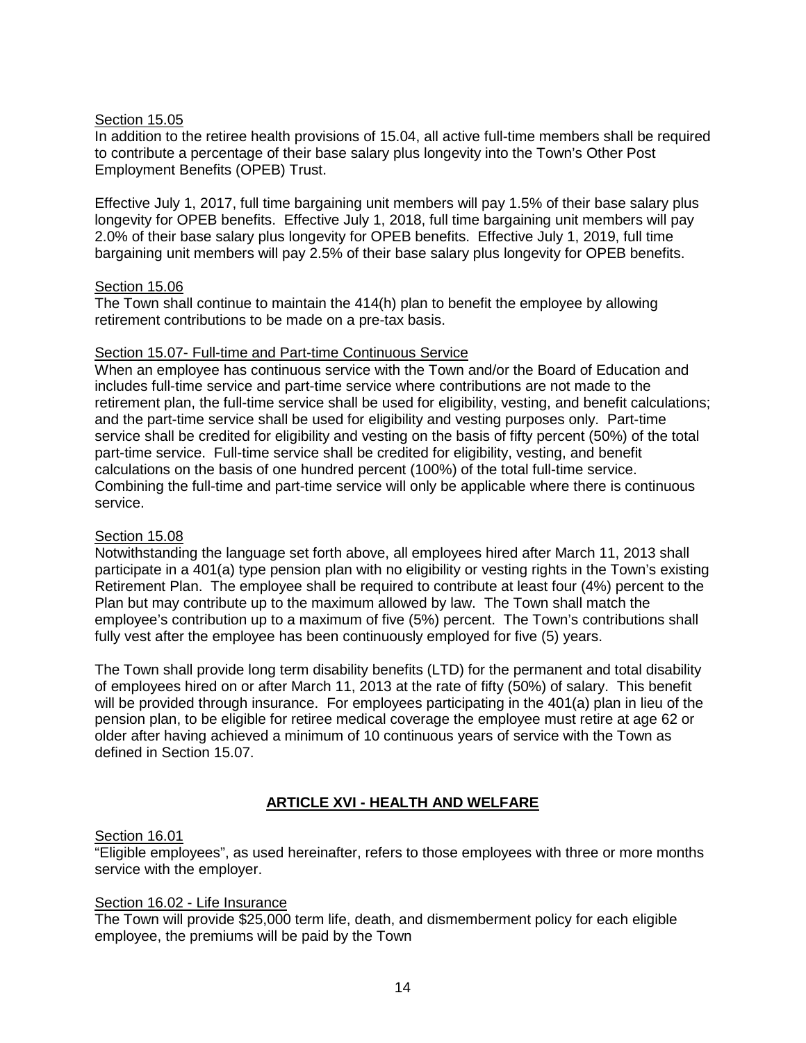Section 15.05

In addition to the retiree health provisions of 15.04, all active full-time members shall be required to contribute a percentage of their base salary plus longevity into the Town's Other Post Employment Benefits (OPEB) Trust.

Effective July 1, 2017, full time bargaining unit members will pay 1.5% of their base salary plus longevity for OPEB benefits. Effective July 1, 2018, full time bargaining unit members will pay 2.0% of their base salary plus longevity for OPEB benefits. Effective July 1, 2019, full time bargaining unit members will pay 2.5% of their base salary plus longevity for OPEB benefits.

Section 15.06

The Town shall continue to maintain the 414(h) plan to benefit the employee by allowing retirement contributions to be made on a pre-tax basis.

Section 15.07- Full-time and Part-time Continuous Service

When an employee has continuous service with the Town and/or the Board of Education and includes full-time service and part-time service where contributions are not made to the retirement plan, the full-time service shall be used for eligibility, vesting, and benefit calculations; and the part-time service shall be used for eligibility and vesting purposes only. Part-time service shall be credited for eligibility and vesting on the basis of fifty percent (50%) of the total part-time service. Full-time service shall be credited for eligibility, vesting, and benefit calculations on the basis of one hundred percent (100%) of the total full-time service. Combining the full-time and part-time service will only be applicable where there is continuous service.

Section 15.08

Notwithstanding the language set forth above, all employees hired after March 11, 2013 shall participate in a 401(a) type pension plan with no eligibility or vesting rights in the Town's existing Retirement Plan. The employee shall be required to contribute at least four (4%) percent to the Plan but may contribute up to the maximum allowed by law. The Town shall match the employee's contribution up to a maximum of five (5%) percent. The Town's contributions shall fully vest after the employee has been continuously employed for five (5) years.

The Town shall provide long term disability benefits (LTD) for the permanent and total disability of employees hired on or after March 11, 2013 at the rate of fifty (50%) of salary. This benefit will be provided through insurance. For employees participating in the 401(a) plan in lieu of the pension plan, to be eligible for retiree medical coverage the employee must retire at age 62 or older after having achieved a minimum of 10 continuous years of service with the Town as defined in Section 15.07.

## ARTICLE XVI - HEALTH AND WELFARE

Section 16.01

"Eligible employees", as used hereinafter, refers to those employees with three or more months service with the employer.

Section 16.02 - Life Insurance

The Town will provide $25,000 term life, death, and dismemberment policy for each eligible employee, the premiums will be paid by the Town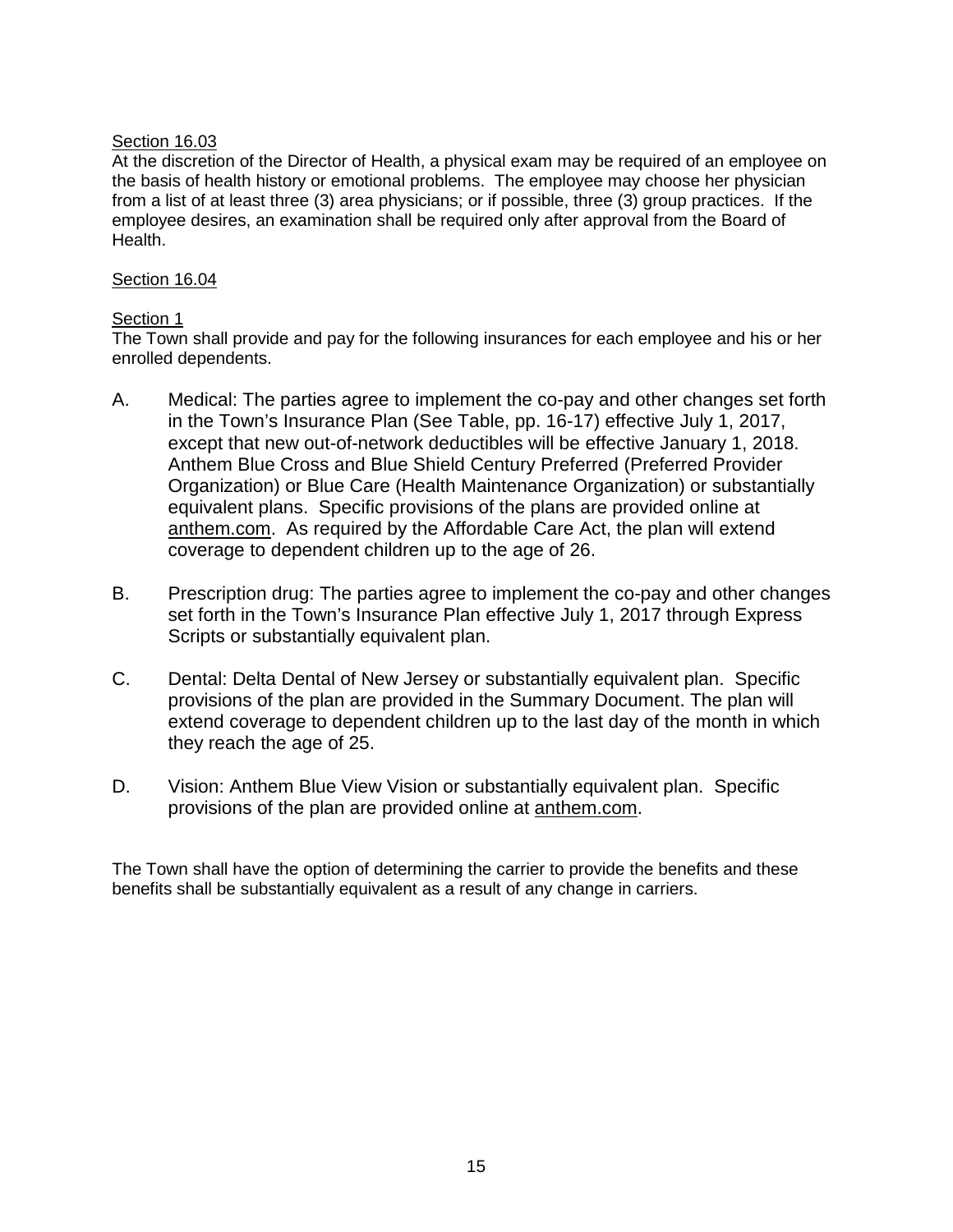Section 16.03

At the discretion of the Director of Health, a physical exam may be required of an employee on the basis of health history or emotional problems. The employee may choose her physician from a list of at least three (3) area physicians; or if possible, three (3) group practices. If the employee desires, an examination shall be required only after approval from the Board of Health.

Section 16.04

Section 1

The Town shall provide and pay for the following insurances for each employee and his or her enrolled dependents.

A. Medical: The parties agree to implement the co-pay and other changes set forth in the Town's Insurance Plan (See Table, pp. 16-17) effective July 1, 2017, except that new out-of-network deductibles will be effective January 1, 2018. Anthem Blue Cross and Blue Shield Century Preferred (Preferred Provider Organization) or Blue Care (Health Maintenance Organization) or substantially equivalent plans. Specific provisions of the plans are provided online at anthem.com. As required by the Affordable Care Act, the plan will extend coverage to dependent children up to the age of 26.

B. Prescription drug: The parties agree to implement the co-pay and other changes set forth in the Town's Insurance Plan effective July 1, 2017 through Express Scripts or substantially equivalent plan.

C. Dental: Delta Dental of New Jersey or substantially equivalent plan. Specific provisions of the plan are provided in the Summary Document. The plan will extend coverage to dependent children up to the last day of the month in which they reach the age of 25.

D. Vision: Anthem Blue View Vision or substantially equivalent plan. Specific provisions of the plan are provided online at anthem.com.

The Town shall have the option of determining the carrier to provide the benefits and these benefits shall be substantially equivalent as a result of any change in carriers.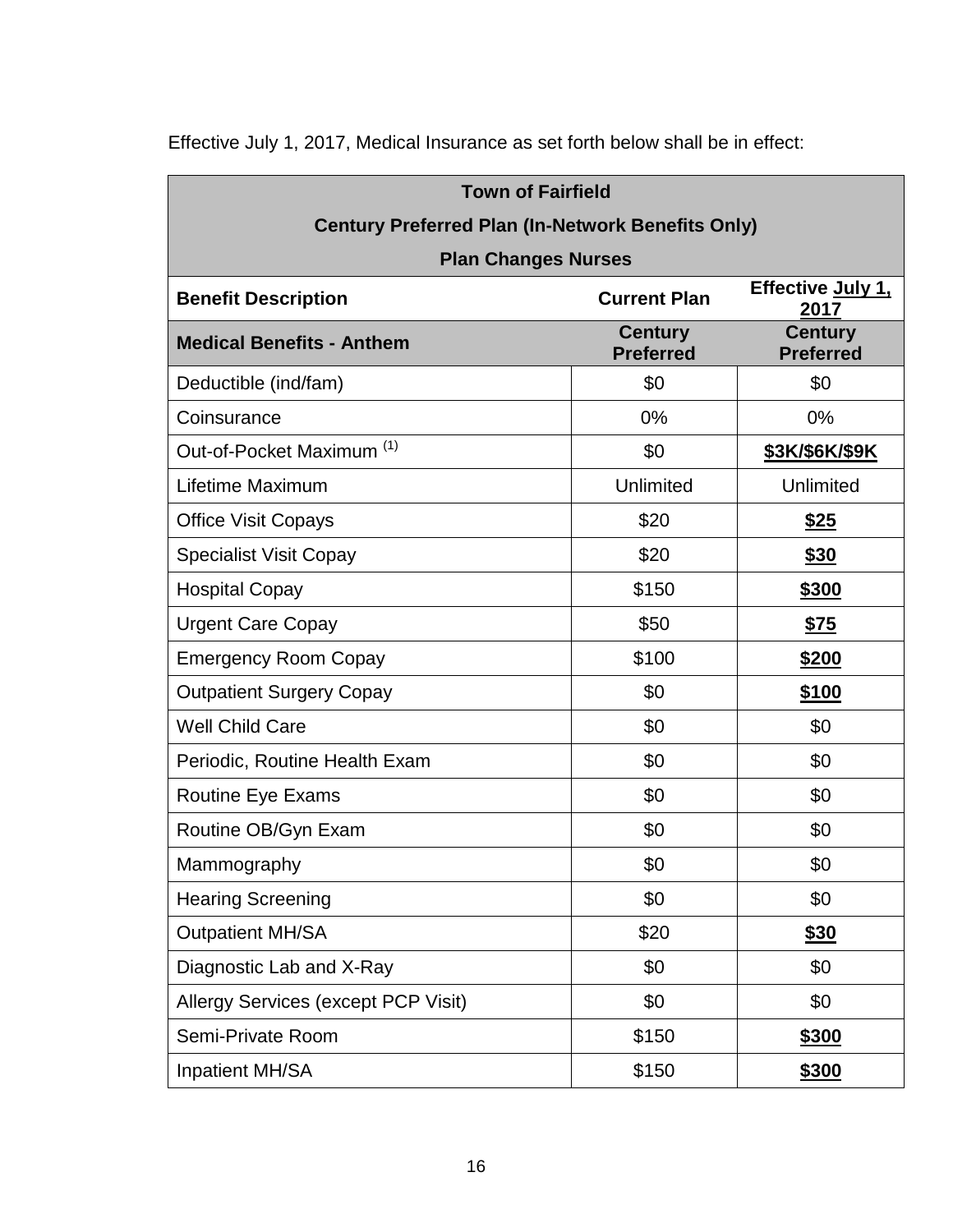Effective July 1, 2017, Medical Insurance as set forth below shall be in effect:

| **Town of Fairfield<br>Century Preferred Plan (In-Network Benefits Only)<br>Plan Changes Nurses** | | |
|---|---|---|
| **Benefit Description** | **Current Plan** | **Effective July 1, 2017** |
| **Medical Benefits - Anthem** | **Century Preferred** | **Century Preferred** |
| Deductible (ind/fam) | $0 | $0 |
| Coinsurance | 0% | 0% |
| Out-of-Pocket Maximum [(1)] | $0 | **$3K/$6K/$9K** |
| Lifetime Maximum | Unlimited | Unlimited |
| Office Visit Copays | $20 | **$25** |
| Specialist Visit Copay | $20 | **$30** |
| Hospital Copay | $150 | **$300** |
| Urgent Care Copay | $50 | **$75** |
| Emergency Room Copay | $100 | **$200** |
| Outpatient Surgery Copay | $0 | **$100** |
| Well Child Care | $0 | $0 |
| Periodic, Routine Health Exam | $0 | $0 |
| Routine Eye Exams | $0 | $0 |
| Routine OB/Gyn Exam | $0 | $0 |
| Mammography | $0 | $0 |
| Hearing Screening | $0 | $0 |
| Outpatient MH/SA | $20 | **$30** |
| Diagnostic Lab and X-Ray | $0 | $0 |
| Allergy Services (except PCP Visit) | $0 | $0 |
| Semi-Private Room | $150 | **$300** |
| Inpatient MH/SA | $150 | **$300** |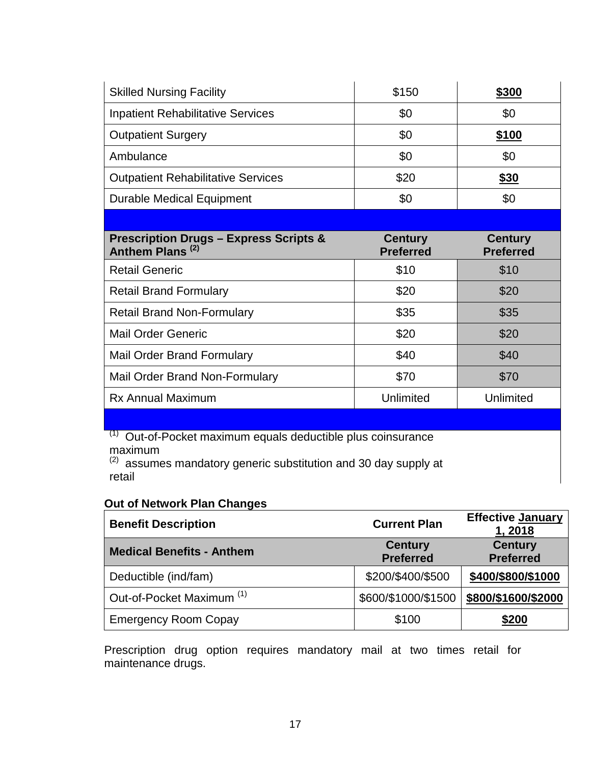| | | |
|---|---|---|
| Skilled Nursing Facility | $150 | **$300** |
| Inpatient Rehabilitative Services | $0 | $0 |
| Outpatient Surgery | $0 | **$100** |
| Ambulance | $0 | $0 |
| Outpatient Rehabilitative Services | $20 | **$30** |
| Durable Medical Equipment | $0 | $0 |
| | | |
| **Prescription Drugs – Express Scripts & Anthem Plans [(2)]** | **Century Preferred** | **Century Preferred** |
| Retail Generic | $10 | $10 |
| Retail Brand Formulary | $20 | $20 |
| Retail Brand Non-Formulary | $35 | $35 |
| Mail Order Generic | $20 | $20 |
| Mail Order Brand Formulary | $40 | $40 |
| Mail Order Brand Non-Formulary | $70 | $70 |
| Rx Annual Maximum | Unlimited | Unlimited |

[(1)] Out-of-Pocket maximum equals deductible plus coinsurance maximum
[(2)] assumes mandatory generic substitution and 30 day supply at retail

**Out of Network Plan Changes**

| **Benefit Description** | **Current Plan** | **Effective January 1, 2018** |
|---|---|---|
| **Medical Benefits - Anthem** | **Century Preferred** | **Century Preferred** |
| Deductible (ind/fam) | $200/$400/$500 | **$400/$800/$1000** |
| Out-of-Pocket Maximum [(1)] | $600/$1000/$1500 | **$800/$1600/$2000** |
| Emergency Room Copay | $100 | **$200** |

Prescription drug option requires mandatory mail at two times retail for maintenance drugs.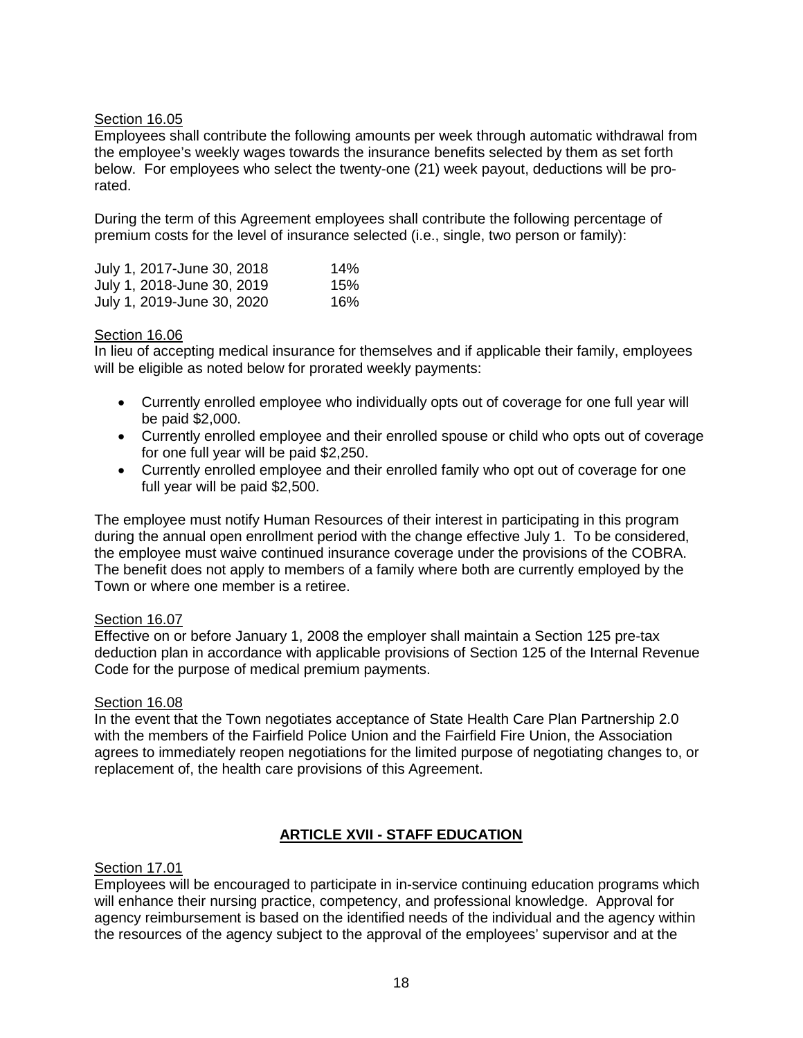Section 16.05
Employees shall contribute the following amounts per week through automatic withdrawal from the employee's weekly wages towards the insurance benefits selected by them as set forth below. For employees who select the twenty-one (21) week payout, deductions will be pro-rated.

During the term of this Agreement employees shall contribute the following percentage of premium costs for the level of insurance selected (i.e., single, two person or family):

| | |
|---|---|
| July 1, 2017-June 30, 2018 | 14% |
| July 1, 2018-June 30, 2019 | 15% |
| July 1, 2019-June 30, 2020 | 16% |

Section 16.06
In lieu of accepting medical insurance for themselves and if applicable their family, employees will be eligible as noted below for prorated weekly payments:

- Currently enrolled employee who individually opts out of coverage for one full year will be paid $2,000.
- Currently enrolled employee and their enrolled spouse or child who opts out of coverage for one full year will be paid $2,250.
- Currently enrolled employee and their enrolled family who opt out of coverage for one full year will be paid $2,500.

The employee must notify Human Resources of their interest in participating in this program during the annual open enrollment period with the change effective July 1. To be considered, the employee must waive continued insurance coverage under the provisions of the COBRA. The benefit does not apply to members of a family where both are currently employed by the Town or where one member is a retiree.

Section 16.07
Effective on or before January 1, 2008 the employer shall maintain a Section 125 pre-tax deduction plan in accordance with applicable provisions of Section 125 of the Internal Revenue Code for the purpose of medical premium payments.

Section 16.08
In the event that the Town negotiates acceptance of State Health Care Plan Partnership 2.0 with the members of the Fairfield Police Union and the Fairfield Fire Union, the Association agrees to immediately reopen negotiations for the limited purpose of negotiating changes to, or replacement of, the health care provisions of this Agreement.

## ARTICLE XVII - STAFF EDUCATION

Section 17.01
Employees will be encouraged to participate in in-service continuing education programs which will enhance their nursing practice, competency, and professional knowledge. Approval for agency reimbursement is based on the identified needs of the individual and the agency within the resources of the agency subject to the approval of the employees' supervisor and at the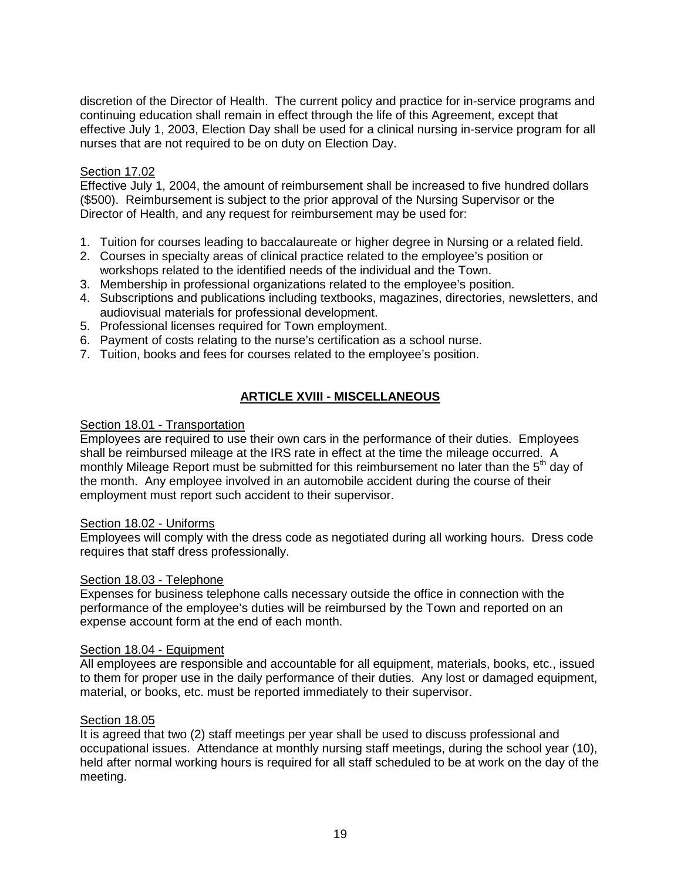discretion of the Director of Health. The current policy and practice for in-service programs and continuing education shall remain in effect through the life of this Agreement, except that effective July 1, 2003, Election Day shall be used for a clinical nursing in-service program for all nurses that are not required to be on duty on Election Day.

Section 17.02

Effective July 1, 2004, the amount of reimbursement shall be increased to five hundred dollars ($500). Reimbursement is subject to the prior approval of the Nursing Supervisor or the Director of Health, and any request for reimbursement may be used for:

1. Tuition for courses leading to baccalaureate or higher degree in Nursing or a related field.
2. Courses in specialty areas of clinical practice related to the employee's position or workshops related to the identified needs of the individual and the Town.
3. Membership in professional organizations related to the employee's position.
4. Subscriptions and publications including textbooks, magazines, directories, newsletters, and audiovisual materials for professional development.
5. Professional licenses required for Town employment.
6. Payment of costs relating to the nurse's certification as a school nurse.
7. Tuition, books and fees for courses related to the employee's position.

## ARTICLE XVIII - MISCELLANEOUS

Section 18.01 - Transportation

Employees are required to use their own cars in the performance of their duties. Employees shall be reimbursed mileage at the IRS rate in effect at the time the mileage occurred. A monthly Mileage Report must be submitted for this reimbursement no later than the 5th day of the month. Any employee involved in an automobile accident during the course of their employment must report such accident to their supervisor.

Section 18.02 - Uniforms

Employees will comply with the dress code as negotiated during all working hours. Dress code requires that staff dress professionally.

Section 18.03 - Telephone

Expenses for business telephone calls necessary outside the office in connection with the performance of the employee's duties will be reimbursed by the Town and reported on an expense account form at the end of each month.

Section 18.04 - Equipment

All employees are responsible and accountable for all equipment, materials, books, etc., issued to them for proper use in the daily performance of their duties. Any lost or damaged equipment, material, or books, etc. must be reported immediately to their supervisor.

Section 18.05

It is agreed that two (2) staff meetings per year shall be used to discuss professional and occupational issues. Attendance at monthly nursing staff meetings, during the school year (10), held after normal working hours is required for all staff scheduled to be at work on the day of the meeting.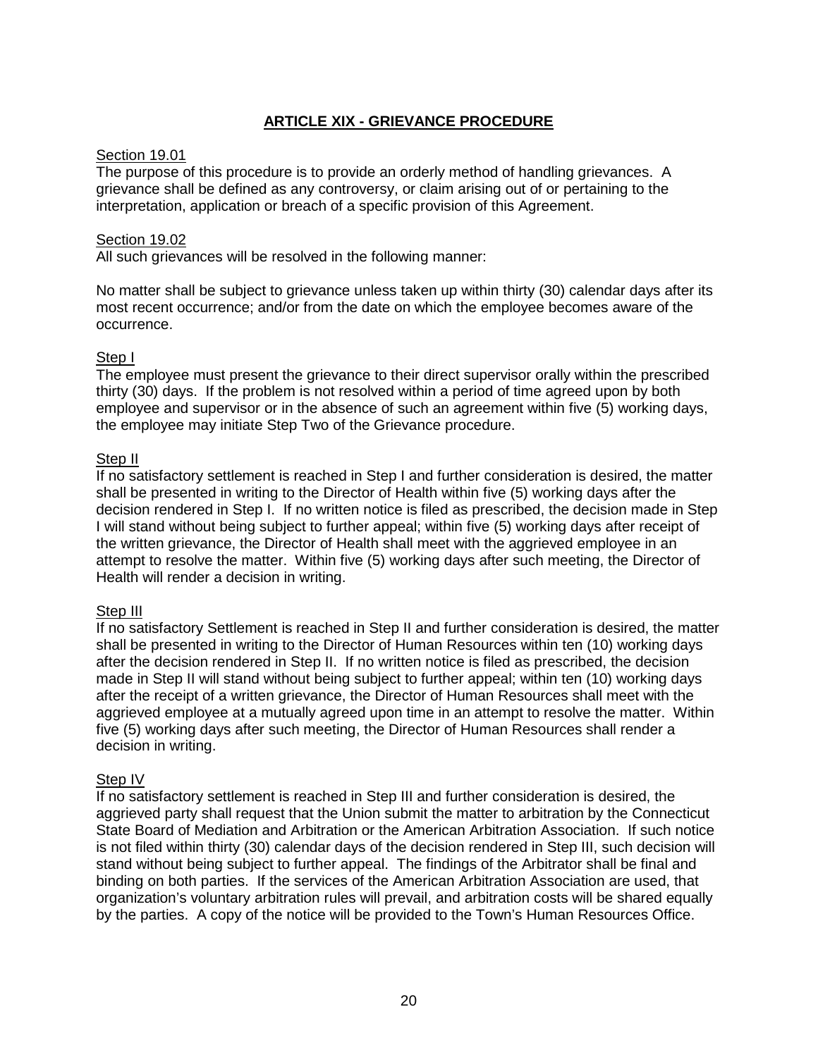## ARTICLE XIX - GRIEVANCE PROCEDURE

Section 19.01

The purpose of this procedure is to provide an orderly method of handling grievances. A grievance shall be defined as any controversy, or claim arising out of or pertaining to the interpretation, application or breach of a specific provision of this Agreement.

Section 19.02

All such grievances will be resolved in the following manner:

No matter shall be subject to grievance unless taken up within thirty (30) calendar days after its most recent occurrence; and/or from the date on which the employee becomes aware of the occurrence.

Step I

The employee must present the grievance to their direct supervisor orally within the prescribed thirty (30) days. If the problem is not resolved within a period of time agreed upon by both employee and supervisor or in the absence of such an agreement within five (5) working days, the employee may initiate Step Two of the Grievance procedure.

Step II

If no satisfactory settlement is reached in Step I and further consideration is desired, the matter shall be presented in writing to the Director of Health within five (5) working days after the decision rendered in Step I. If no written notice is filed as prescribed, the decision made in Step I will stand without being subject to further appeal; within five (5) working days after receipt of the written grievance, the Director of Health shall meet with the aggrieved employee in an attempt to resolve the matter. Within five (5) working days after such meeting, the Director of Health will render a decision in writing.

Step III

If no satisfactory Settlement is reached in Step II and further consideration is desired, the matter shall be presented in writing to the Director of Human Resources within ten (10) working days after the decision rendered in Step II. If no written notice is filed as prescribed, the decision made in Step II will stand without being subject to further appeal; within ten (10) working days after the receipt of a written grievance, the Director of Human Resources shall meet with the aggrieved employee at a mutually agreed upon time in an attempt to resolve the matter. Within five (5) working days after such meeting, the Director of Human Resources shall render a decision in writing.

Step IV

If no satisfactory settlement is reached in Step III and further consideration is desired, the aggrieved party shall request that the Union submit the matter to arbitration by the Connecticut State Board of Mediation and Arbitration or the American Arbitration Association. If such notice is not filed within thirty (30) calendar days of the decision rendered in Step III, such decision will stand without being subject to further appeal. The findings of the Arbitrator shall be final and binding on both parties. If the services of the American Arbitration Association are used, that organization's voluntary arbitration rules will prevail, and arbitration costs will be shared equally by the parties. A copy of the notice will be provided to the Town's Human Resources Office.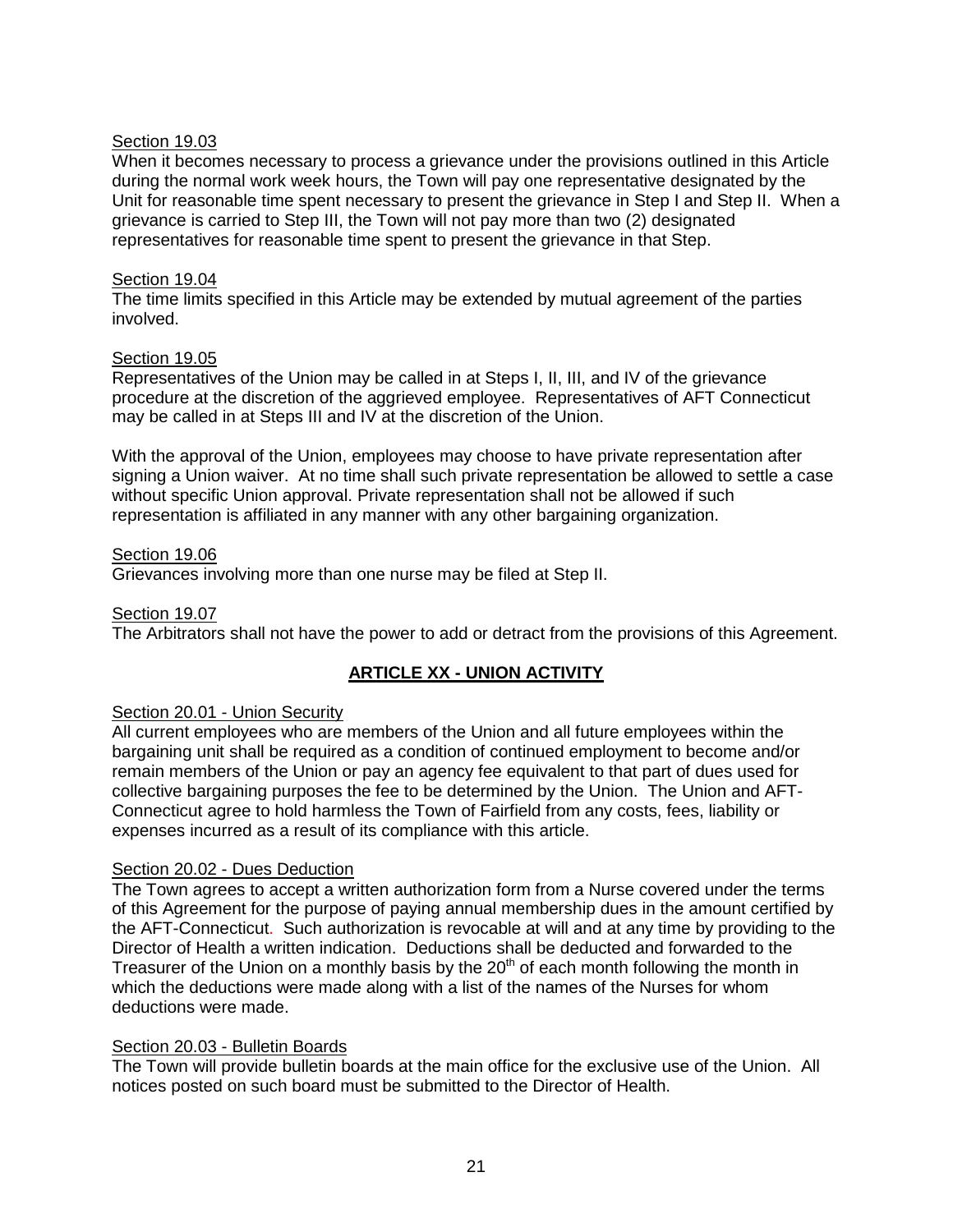Section 19.03

When it becomes necessary to process a grievance under the provisions outlined in this Article during the normal work week hours, the Town will pay one representative designated by the Unit for reasonable time spent necessary to present the grievance in Step I and Step II. When a grievance is carried to Step III, the Town will not pay more than two (2) designated representatives for reasonable time spent to present the grievance in that Step.

Section 19.04

The time limits specified in this Article may be extended by mutual agreement of the parties involved.

Section 19.05

Representatives of the Union may be called in at Steps I, II, III, and IV of the grievance procedure at the discretion of the aggrieved employee. Representatives of AFT Connecticut may be called in at Steps III and IV at the discretion of the Union.

With the approval of the Union, employees may choose to have private representation after signing a Union waiver. At no time shall such private representation be allowed to settle a case without specific Union approval. Private representation shall not be allowed if such representation is affiliated in any manner with any other bargaining organization.

Section 19.06

Grievances involving more than one nurse may be filed at Step II.

Section 19.07

The Arbitrators shall not have the power to add or detract from the provisions of this Agreement.

## ARTICLE XX - UNION ACTIVITY

Section 20.01 - Union Security

All current employees who are members of the Union and all future employees within the bargaining unit shall be required as a condition of continued employment to become and/or remain members of the Union or pay an agency fee equivalent to that part of dues used for collective bargaining purposes the fee to be determined by the Union. The Union and AFT-Connecticut agree to hold harmless the Town of Fairfield from any costs, fees, liability or expenses incurred as a result of its compliance with this article.

Section 20.02 - Dues Deduction

The Town agrees to accept a written authorization form from a Nurse covered under the terms of this Agreement for the purpose of paying annual membership dues in the amount certified by the AFT-Connecticut. Such authorization is revocable at will and at any time by providing to the Director of Health a written indication. Deductions shall be deducted and forwarded to the Treasurer of the Union on a monthly basis by the 20th of each month following the month in which the deductions were made along with a list of the names of the Nurses for whom deductions were made.

Section 20.03 - Bulletin Boards

The Town will provide bulletin boards at the main office for the exclusive use of the Union. All notices posted on such board must be submitted to the Director of Health.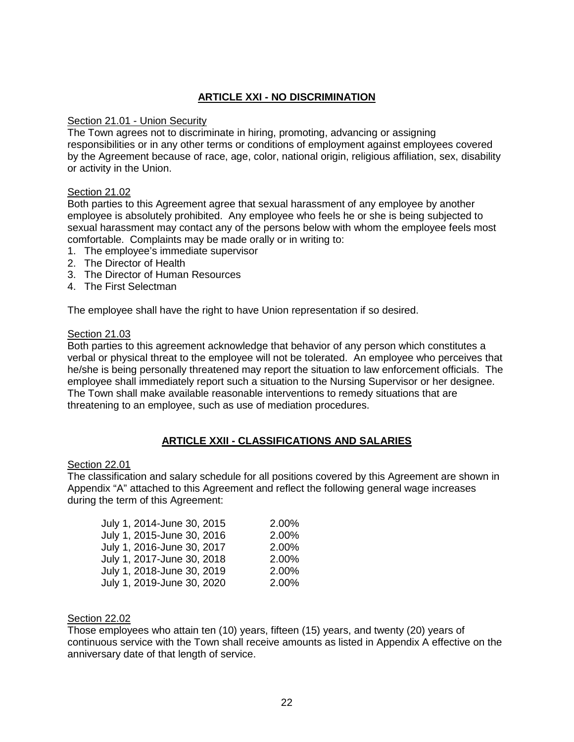## ARTICLE XXI - NO DISCRIMINATION

Section 21.01 - Union Security

The Town agrees not to discriminate in hiring, promoting, advancing or assigning responsibilities or in any other terms or conditions of employment against employees covered by the Agreement because of race, age, color, national origin, religious affiliation, sex, disability or activity in the Union.

Section 21.02

Both parties to this Agreement agree that sexual harassment of any employee by another employee is absolutely prohibited. Any employee who feels he or she is being subjected to sexual harassment may contact any of the persons below with whom the employee feels most comfortable. Complaints may be made orally or in writing to:

1. The employee's immediate supervisor
2. The Director of Health
3. The Director of Human Resources
4. The First Selectman

The employee shall have the right to have Union representation if so desired.

Section 21.03

Both parties to this agreement acknowledge that behavior of any person which constitutes a verbal or physical threat to the employee will not be tolerated. An employee who perceives that he/she is being personally threatened may report the situation to law enforcement officials. The employee shall immediately report such a situation to the Nursing Supervisor or her designee. The Town shall make available reasonable interventions to remedy situations that are threatening to an employee, such as use of mediation procedures.

## ARTICLE XXII - CLASSIFICATIONS AND SALARIES

Section 22.01

The classification and salary schedule for all positions covered by this Agreement are shown in Appendix "A" attached to this Agreement and reflect the following general wage increases during the term of this Agreement:

| | |
|---|---|
| July 1, 2014-June 30, 2015 | 2.00% |
| July 1, 2015-June 30, 2016 | 2.00% |
| July 1, 2016-June 30, 2017 | 2.00% |
| July 1, 2017-June 30, 2018 | 2.00% |
| July 1, 2018-June 30, 2019 | 2.00% |
| July 1, 2019-June 30, 2020 | 2.00% |

Section 22.02

Those employees who attain ten (10) years, fifteen (15) years, and twenty (20) years of continuous service with the Town shall receive amounts as listed in Appendix A effective on the anniversary date of that length of service.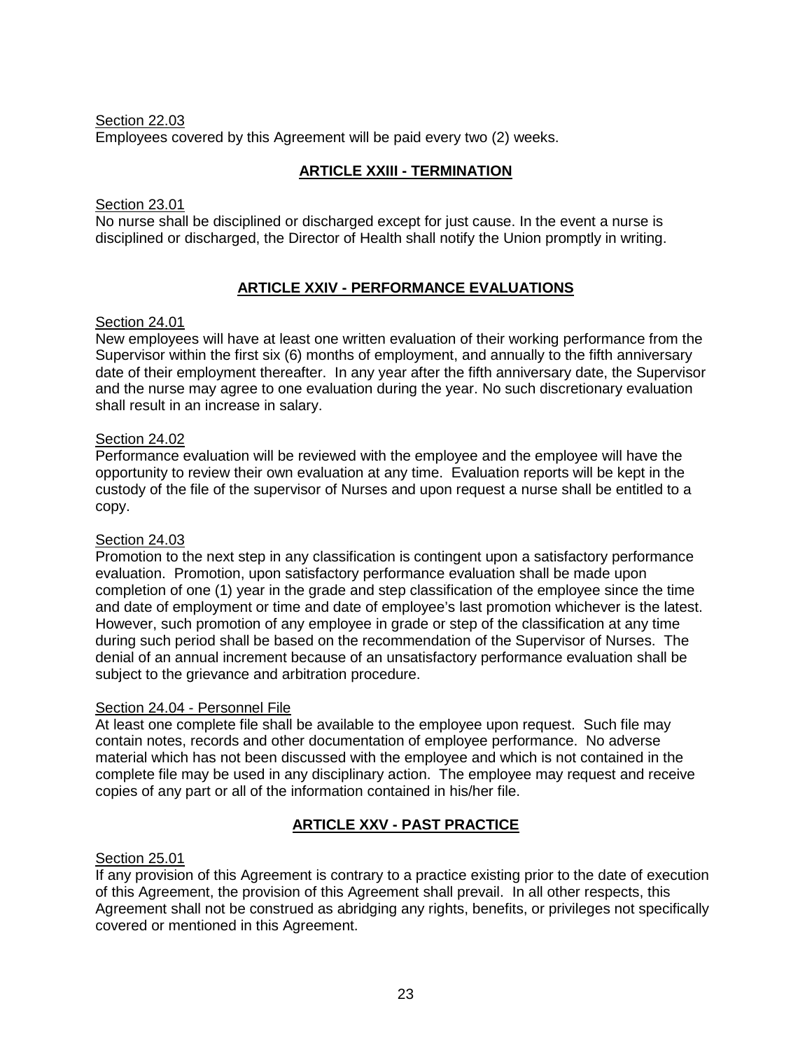Section 22.03

Employees covered by this Agreement will be paid every two (2) weeks.

## ARTICLE XXIII - TERMINATION

Section 23.01

No nurse shall be disciplined or discharged except for just cause. In the event a nurse is disciplined or discharged, the Director of Health shall notify the Union promptly in writing.

## ARTICLE XXIV - PERFORMANCE EVALUATIONS

Section 24.01

New employees will have at least one written evaluation of their working performance from the Supervisor within the first six (6) months of employment, and annually to the fifth anniversary date of their employment thereafter. In any year after the fifth anniversary date, the Supervisor and the nurse may agree to one evaluation during the year. No such discretionary evaluation shall result in an increase in salary.

Section 24.02

Performance evaluation will be reviewed with the employee and the employee will have the opportunity to review their own evaluation at any time. Evaluation reports will be kept in the custody of the file of the supervisor of Nurses and upon request a nurse shall be entitled to a copy.

Section 24.03

Promotion to the next step in any classification is contingent upon a satisfactory performance evaluation. Promotion, upon satisfactory performance evaluation shall be made upon completion of one (1) year in the grade and step classification of the employee since the time and date of employment or time and date of employee's last promotion whichever is the latest. However, such promotion of any employee in grade or step of the classification at any time during such period shall be based on the recommendation of the Supervisor of Nurses. The denial of an annual increment because of an unsatisfactory performance evaluation shall be subject to the grievance and arbitration procedure.

Section 24.04 - Personnel File

At least one complete file shall be available to the employee upon request. Such file may contain notes, records and other documentation of employee performance. No adverse material which has not been discussed with the employee and which is not contained in the complete file may be used in any disciplinary action. The employee may request and receive copies of any part or all of the information contained in his/her file.

## ARTICLE XXV - PAST PRACTICE

Section 25.01

If any provision of this Agreement is contrary to a practice existing prior to the date of execution of this Agreement, the provision of this Agreement shall prevail. In all other respects, this Agreement shall not be construed as abridging any rights, benefits, or privileges not specifically covered or mentioned in this Agreement.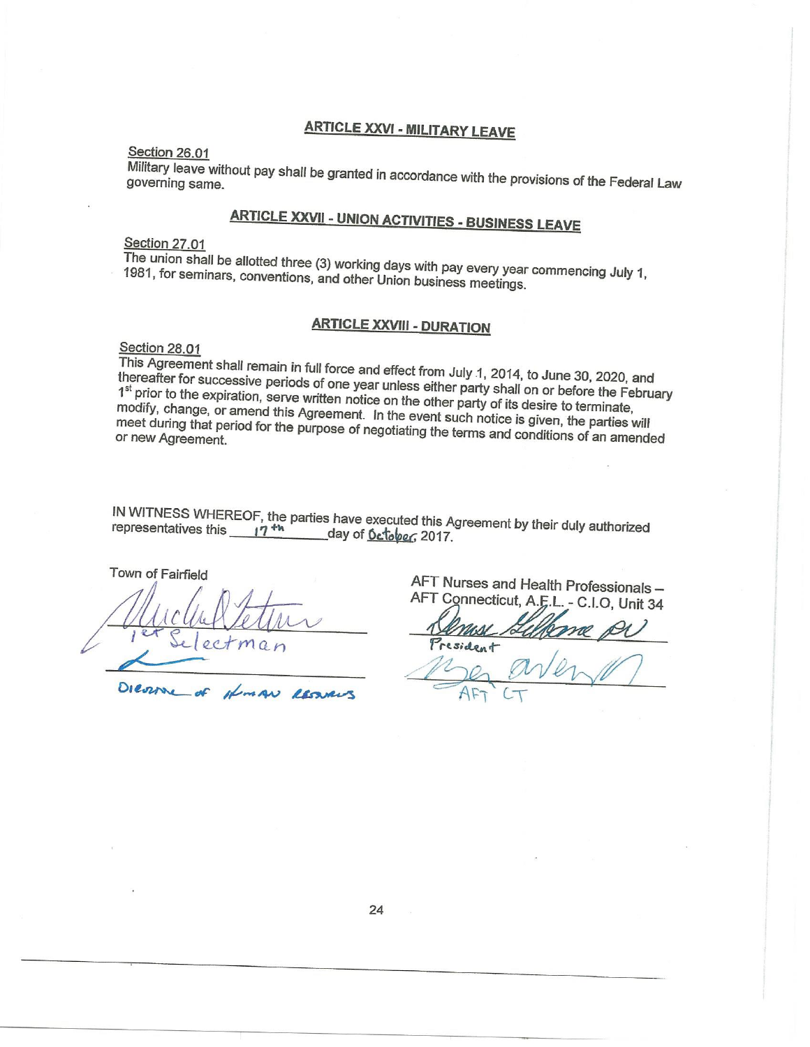## ARTICLE XXVI - MILITARY LEAVE

Section 26.01

Military leave without pay shall be granted in accordance with the provisions of the Federal Law governing same.

## ARTICLE XXVII - UNION ACTIVITIES - BUSINESS LEAVE

Section 27.01

The union shall be allotted three (3) working days with pay every year commencing July 1, 1981, for seminars, conventions, and other Union business meetings.

## ARTICLE XXVIII - DURATION

Section 28.01

This Agreement shall remain in full force and effect from July 1, 2014, to June 30, 2020, and thereafter for successive periods of one year unless either party shall on or before the February 1st prior to the expiration, serve written notice on the other party of its desire to terminate, modify, change, or amend this Agreement. In the event such notice is given, the parties will meet during that period for the purpose of negotiating the terms and conditions of an amended or new Agreement.

IN WITNESS WHEREOF, the parties have executed this Agreement by their duly authorized representatives this 17th day of October, 2017.

Town of Fairfield

1st Selectman

Director of Human Resources

AFT Nurses and Health Professionals – AFT Connecticut, A.F.L. - C.I.O, Unit 34

President

AFT CT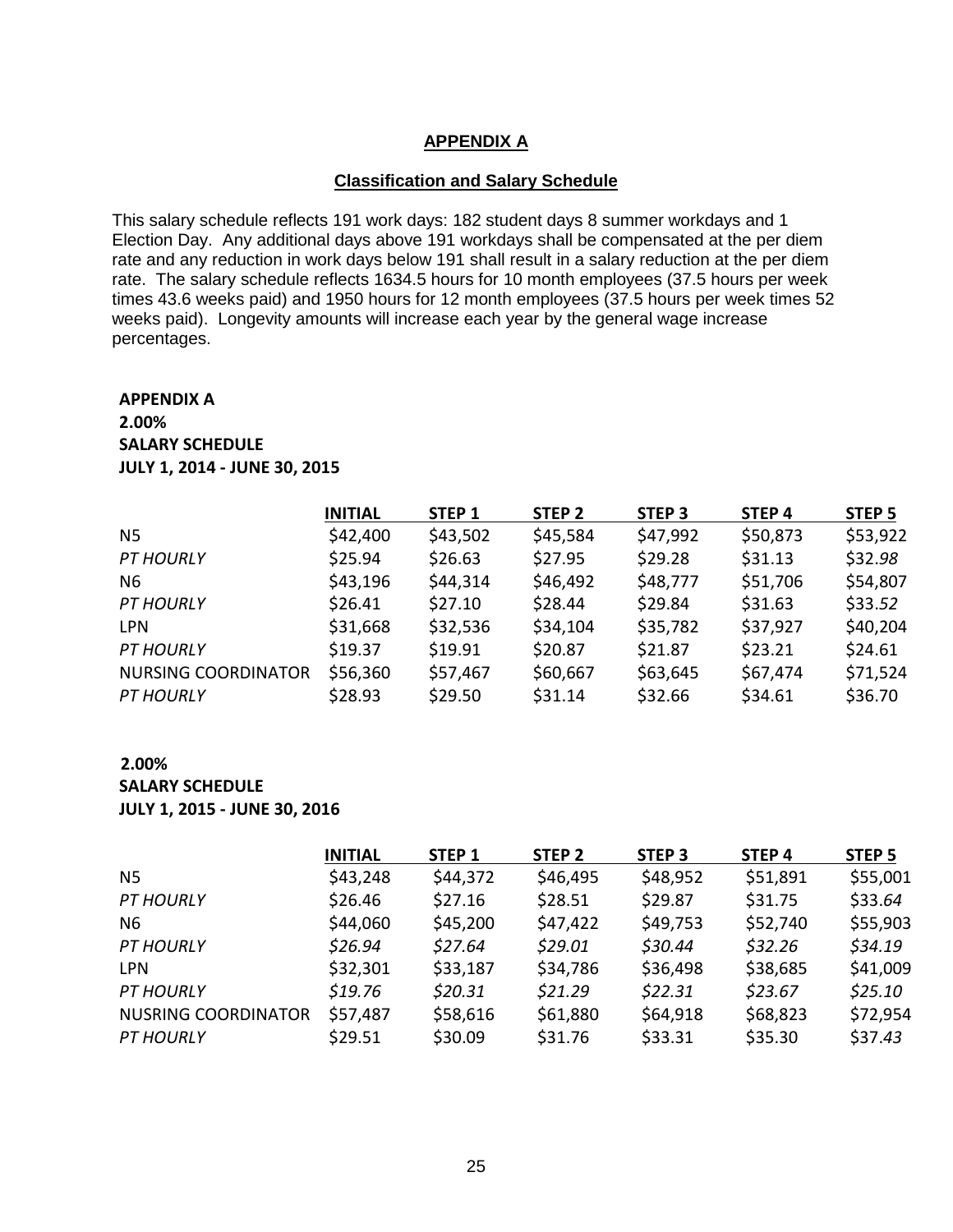# APPENDIX A

## Classification and Salary Schedule

This salary schedule reflects 191 work days: 182 student days 8 summer workdays and 1 Election Day. Any additional days above 191 workdays shall be compensated at the per diem rate and any reduction in work days below 191 shall result in a salary reduction at the per diem rate. The salary schedule reflects 1634.5 hours for 10 month employees (37.5 hours per week times 43.6 weeks paid) and 1950 hours for 12 month employees (37.5 hours per week times 52 weeks paid). Longevity amounts will increase each year by the general wage increase percentages.

**APPENDIX A**
**2.00%**
**SALARY SCHEDULE**
**JULY 1, 2014 - JUNE 30, 2015**

| | INITIAL | STEP 1 | STEP 2 | STEP 3 | STEP 4 | STEP 5 |
|---|---|---|---|---|---|---|
| N5 | $42,400 | $43,502 | $45,584 | $47,992 | $50,873 | $53,922 |
| *PT HOURLY* | $25.94 | $26.63 | $27.95 | $29.28 | $31.13 | $32.98 |
| N6 | $43,196 | $44,314 | $46,492 | $48,777 | $51,706 | $54,807 |
| *PT HOURLY* | $26.41 | $27.10 | $28.44 | $29.84 | $31.63 | $33.52 |
| LPN | $31,668 | $32,536 | $34,104 | $35,782 | $37,927 | $40,204 |
| *PT HOURLY* | $19.37 | $19.91 | $20.87 | $21.87 | $23.21 | $24.61 |
| NURSING COORDINATOR | $56,360 | $57,467 | $60,667 | $63,645 | $67,474 | $71,524 |
| *PT HOURLY* | $28.93 | $29.50 | $31.14 | $32.66 | $34.61 | $36.70 |

**2.00%**
**SALARY SCHEDULE**
**JULY 1, 2015 - JUNE 30, 2016**

| | INITIAL | STEP 1 | STEP 2 | STEP 3 | STEP 4 | STEP 5 |
|---|---|---|---|---|---|---|
| N5 | $43,248 | $44,372 | $46,495 | $48,952 | $51,891 | $55,001 |
| *PT HOURLY* | $26.46 | $27.16 | $28.51 | $29.87 | $31.75 | $33.64 |
| N6 | $44,060 | $45,200 | $47,422 | $49,753 | $52,740 | $55,903 |
| *PT HOURLY* | *$26.94* | *$27.64* | *$29.01* | *$30.44* | *$32.26* | *$34.19* |
| LPN | $32,301 | $33,187 | $34,786 | $36,498 | $38,685 | $41,009 |
| *PT HOURLY* | *$19.76* | *$20.31* | *$21.29* | *$22.31* | *$23.67* | *$25.10* |
| NUSRING COORDINATOR | $57,487 | $58,616 | $61,880 | $64,918 | $68,823 | $72,954 |
| *PT HOURLY* | $29.51 | $30.09 | $31.76 | $33.31 | $35.30 | $37.43 |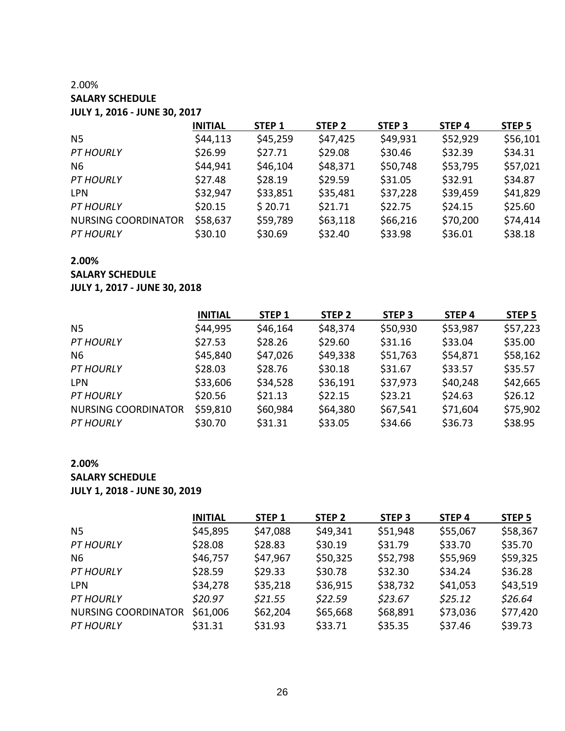2.00%

**SALARY SCHEDULE**

**JULY 1, 2016 - JUNE 30, 2017**

| | INITIAL | STEP 1 | STEP 2 | STEP 3 | STEP 4 | STEP 5 |
|---|---|---|---|---|---|---|
| N5 | $44,113 | $45,259 | $47,425 | $49,931 | $52,929 | $56,101 |
| *PT HOURLY* | $26.99 | $27.71 | $29.08 | $30.46 | $32.39 | $34.31 |
| N6 | $44,941 | $46,104 | $48,371 | $50,748 | $53,795 | $57,021 |
| *PT HOURLY* | $27.48 | $28.19 | $29.59 | $31.05 | $32.91 | $34.87 |
| LPN | $32,947 | $33,851 | $35,481 | $37,228 | $39,459 | $41,829 |
| *PT HOURLY* | $20.15 | $ 20.71 | $21.71 | $22.75 | $24.15 | $25.60 |
| NURSING COORDINATOR | $58,637 | $59,789 | $63,118 | $66,216 | $70,200 | $74,414 |
| *PT HOURLY* | $30.10 | $30.69 | $32.40 | $33.98 | $36.01 | $38.18 |

**2.00%**

**SALARY SCHEDULE**

**JULY 1, 2017 - JUNE 30, 2018**

| | INITIAL | STEP 1 | STEP 2 | STEP 3 | STEP 4 | STEP 5 |
|---|---|---|---|---|---|---|
| N5 | $44,995 | $46,164 | $48,374 | $50,930 | $53,987 | $57,223 |
| *PT HOURLY* | $27.53 | $28.26 | $29.60 | $31.16 | $33.04 | $35.00 |
| N6 | $45,840 | $47,026 | $49,338 | $51,763 | $54,871 | $58,162 |
| *PT HOURLY* | $28.03 | $28.76 | $30.18 | $31.67 | $33.57 | $35.57 |
| LPN | $33,606 | $34,528 | $36,191 | $37,973 | $40,248 | $42,665 |
| *PT HOURLY* | $20.56 | $21.13 | $22.15 | $23.21 | $24.63 | $26.12 |
| NURSING COORDINATOR | $59,810 | $60,984 | $64,380 | $67,541 | $71,604 | $75,902 |
| *PT HOURLY* | $30.70 | $31.31 | $33.05 | $34.66 | $36.73 | $38.95 |

**2.00%**

**SALARY SCHEDULE**

**JULY 1, 2018 - JUNE 30, 2019**

| | INITIAL | STEP 1 | STEP 2 | STEP 3 | STEP 4 | STEP 5 |
|---|---|---|---|---|---|---|
| N5 | $45,895 | $47,088 | $49,341 | $51,948 | $55,067 | $58,367 |
| *PT HOURLY* | $28.08 | $28.83 | $30.19 | $31.79 | $33.70 | $35.70 |
| N6 | $46,757 | $47,967 | $50,325 | $52,798 | $55,969 | $59,325 |
| *PT HOURLY* | $28.59 | $29.33 | $30.78 | $32.30 | $34.24 | $36.28 |
| LPN | $34,278 | $35,218 | $36,915 | $38,732 | $41,053 | $43,519 |
| *PT HOURLY* | *$20.97* | *$21.55* | *$22.59* | *$23.67* | *$25.12* | *$26.64* |
| NURSING COORDINATOR | $61,006 | $62,204 | $65,668 | $68,891 | $73,036 | $77,420 |
| *PT HOURLY* | $31.31 | $31.93 | $33.71 | $35.35 | $37.46 | $39.73 |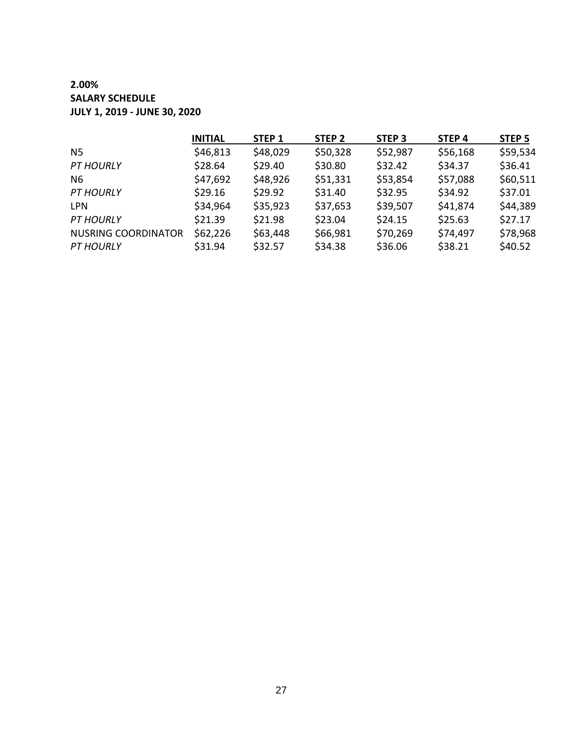**2.00%**
**SALARY SCHEDULE**
**JULY 1, 2019 - JUNE 30, 2020**

| | INITIAL | STEP 1 | STEP 2 | STEP 3 | STEP 4 | STEP 5 |
|---|---|---|---|---|---|---|
| N5 | $46,813 | $48,029 | $50,328 | $52,987 | $56,168 | $59,534 |
| *PT HOURLY* | $28.64 | $29.40 | $30.80 | $32.42 | $34.37 | $36.41 |
| N6 | $47,692 | $48,926 | $51,331 | $53,854 | $57,088 | $60,511 |
| *PT HOURLY* | $29.16 | $29.92 | $31.40 | $32.95 | $34.92 | $37.01 |
| LPN | $34,964 | $35,923 | $37,653 | $39,507 | $41,874 | $44,389 |
| *PT HOURLY* | $21.39 | $21.98 | $23.04 | $24.15 | $25.63 | $27.17 |
| NUSRING COORDINATOR | $62,226 | $63,448 | $66,981 | $70,269 | $74,497 | $78,968 |
| *PT HOURLY* | $31.94 | $32.57 | $34.38 | $36.06 | $38.21 | $40.52 |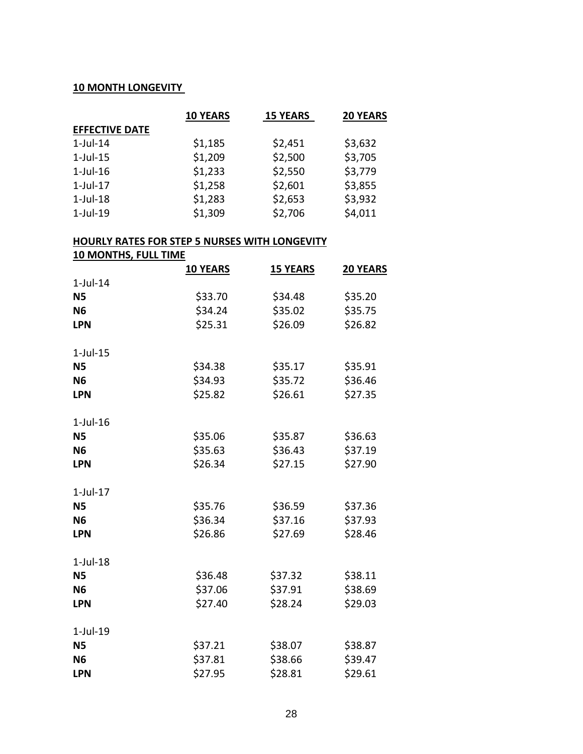**10 MONTH LONGEVITY**

| | 10 YEARS | 15 YEARS | 20 YEARS |
|---|---|---|---|
| **EFFECTIVE DATE** | | | |
| 1-Jul-14 | $1,185 | $2,451 | $3,632 |
| 1-Jul-15 | $1,209 | $2,500 | $3,705 |
| 1-Jul-16 | $1,233 | $2,550 | $3,779 |
| 1-Jul-17 | $1,258 | $2,601 | $3,855 |
| 1-Jul-18 | $1,283 | $2,653 | $3,932 |
| 1-Jul-19 | $1,309 | $2,706 | $4,011 |

**HOURLY RATES FOR STEP 5 NURSES WITH LONGEVITY**
**10 MONTHS, FULL TIME**

| | 10 YEARS | 15 YEARS | 20 YEARS |
|---|---|---|---|
| 1-Jul-14 | | | |
| **N5** | $33.70 | $34.48 | $35.20 |
| **N6** | $34.24 | $35.02 | $35.75 |
| **LPN** | $25.31 | $26.09 | $26.82 |
| 1-Jul-15 | | | |
| **N5** | $34.38 | $35.17 | $35.91 |
| **N6** | $34.93 | $35.72 | $36.46 |
| **LPN** | $25.82 | $26.61 | $27.35 |
| 1-Jul-16 | | | |
| **N5** | $35.06 | $35.87 | $36.63 |
| **N6** | $35.63 | $36.43 | $37.19 |
| **LPN** | $26.34 | $27.15 | $27.90 |
| 1-Jul-17 | | | |
| **N5** | $35.76 | $36.59 | $37.36 |
| **N6** | $36.34 | $37.16 | $37.93 |
| **LPN** | $26.86 | $27.69 | $28.46 |
| 1-Jul-18 | | | |
| **N5** | $36.48 | $37.32 | $38.11 |
| **N6** | $37.06 | $37.91 | $38.69 |
| **LPN** | $27.40 | $28.24 | $29.03 |
| 1-Jul-19 | | | |
| **N5** | $37.21 | $38.07 | $38.87 |
| **N6** | $37.81 | $38.66 | $39.47 |
| **LPN** | $27.95 | $28.81 | $29.61 |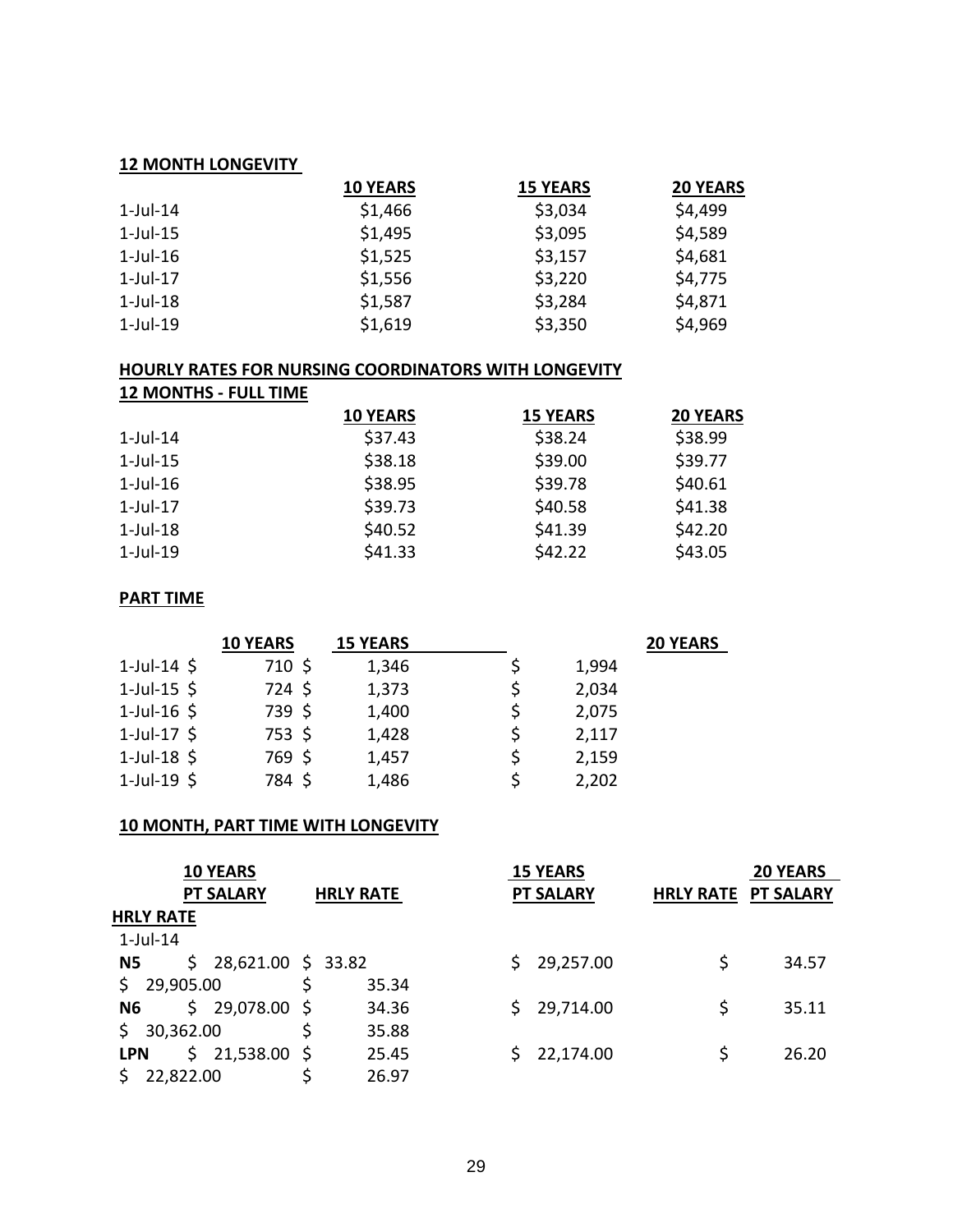**12 MONTH LONGEVITY**

| | 10 YEARS | 15 YEARS | 20 YEARS |
|---|---|---|---|
| 1-Jul-14 | $1,466 | $3,034 | $4,499 |
| 1-Jul-15 | $1,495 | $3,095 | $4,589 |
| 1-Jul-16 | $1,525 | $3,157 | $4,681 |
| 1-Jul-17 | $1,556 | $3,220 | $4,775 |
| 1-Jul-18 | $1,587 | $3,284 | $4,871 |
| 1-Jul-19 | $1,619 | $3,350 | $4,969 |

**HOURLY RATES FOR NURSING COORDINATORS WITH LONGEVITY**

**12 MONTHS - FULL TIME**

| | 10 YEARS | 15 YEARS | 20 YEARS |
|---|---|---|---|
| 1-Jul-14 | $37.43 | $38.24 | $38.99 |
| 1-Jul-15 | $38.18 | $39.00 | $39.77 |
| 1-Jul-16 | $38.95 | $39.78 | $40.61 |
| 1-Jul-17 | $39.73 | $40.58 | $41.38 |
| 1-Jul-18 | $40.52 | $41.39 | $42.20 |
| 1-Jul-19 | $41.33 | $42.22 | $43.05 |

**PART TIME**

| | 10 YEARS | 15 YEARS | 20 YEARS |
|---|---|---|---|
| 1-Jul-14 | $ 710 | $ 1,346 | $ 1,994 |
| 1-Jul-15 | $ 724 | $ 1,373 | $ 2,034 |
| 1-Jul-16 | $ 739 | $ 1,400 | $ 2,075 |
| 1-Jul-17 | $ 753 | $ 1,428 | $ 2,117 |
| 1-Jul-18 | $ 769 | $ 1,457 | $ 2,159 |
| 1-Jul-19 | $ 784 | $ 1,486 | $ 2,202 |

**10 MONTH, PART TIME WITH LONGEVITY**

| | 10 YEARS PT SALARY | HRLY RATE | 15 YEARS PT SALARY | HRLY RATE | 20 YEARS PT SALARY | HRLY RATE |
|---|---|---|---|---|---|---|
| 1-Jul-14 | | | | | | |
| N5 | $ 28,621.00 | $ 33.82 | $ 29,257.00 | $ 34.57 | $ 29,905.00 | $ 35.34 |
| N6 | $ 29,078.00 | $ 34.36 | $ 29,714.00 | $ 35.11 | $ 30,362.00 | $ 35.88 |
| LPN | $ 21,538.00 | $ 25.45 | $ 22,174.00 | $ 26.20 | $ 22,822.00 | $ 26.97 |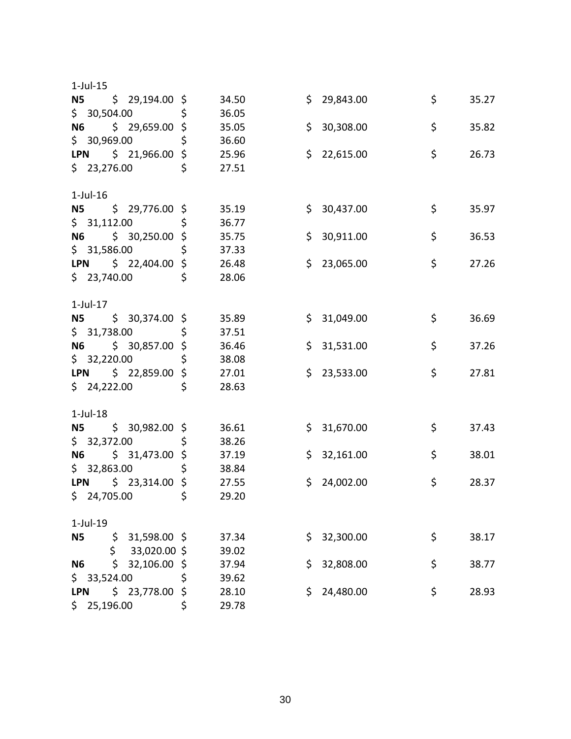| | | | | |
|---|---|---|---|---|
| 1-Jul-15 | | | | |
| **N5** | $ 29,194.00 | $ 34.50 | $ 29,843.00 | $ 35.27 |
| $ 30,504.00 | | $ 36.05 | | |
| **N6** | $ 29,659.00 | $ 35.05 | $ 30,308.00 | $ 35.82 |
| $ 30,969.00 | | $ 36.60 | | |
| **LPN** | $ 21,966.00 | $ 25.96 | $ 22,615.00 | $ 26.73 |
| $ 23,276.00 | | $ 27.51 | | |
| | | | | |
| 1-Jul-16 | | | | |
| **N5** | $ 29,776.00 | $ 35.19 | $ 30,437.00 | $ 35.97 |
| $ 31,112.00 | | $ 36.77 | | |
| **N6** | $ 30,250.00 | $ 35.75 | $ 30,911.00 | $ 36.53 |
| $ 31,586.00 | | $ 37.33 | | |
| **LPN** | $ 22,404.00 | $ 26.48 | $ 23,065.00 | $ 27.26 |
| $ 23,740.00 | | $ 28.06 | | |
| | | | | |
| 1-Jul-17 | | | | |
| **N5** | $ 30,374.00 | $ 35.89 | $ 31,049.00 | $ 36.69 |
| $ 31,738.00 | | $ 37.51 | | |
| **N6** | $ 30,857.00 | $ 36.46 | $ 31,531.00 | $ 37.26 |
| $ 32,220.00 | | $ 38.08 | | |
| **LPN** | $ 22,859.00 | $ 27.01 | $ 23,533.00 | $ 27.81 |
| $ 24,222.00 | | $ 28.63 | | |
| | | | | |
| 1-Jul-18 | | | | |
| **N5** | $ 30,982.00 | $ 36.61 | $ 31,670.00 | $ 37.43 |
| $ 32,372.00 | | $ 38.26 | | |
| **N6** | $ 31,473.00 | $ 37.19 | $ 32,161.00 | $ 38.01 |
| $ 32,863.00 | | $ 38.84 | | |
| **LPN** | $ 23,314.00 | $ 27.55 | $ 24,002.00 | $ 28.37 |
| $ 24,705.00 | | $ 29.20 | | |
| | | | | |
| 1-Jul-19 | | | | |
| **N5** | $ 31,598.00 | $ 37.34 | $ 32,300.00 | $ 38.17 |
| | $ 33,020.00 | $ 39.02 | | |
| **N6** | $ 32,106.00 | $ 37.94 | $ 32,808.00 | $ 38.77 |
| $ 33,524.00 | | $ 39.62 | | |
| **LPN** | $ 23,778.00 | $ 28.10 | $ 24,480.00 | $ 28.93 |
| $ 25,196.00 | | $ 29.78 | | |